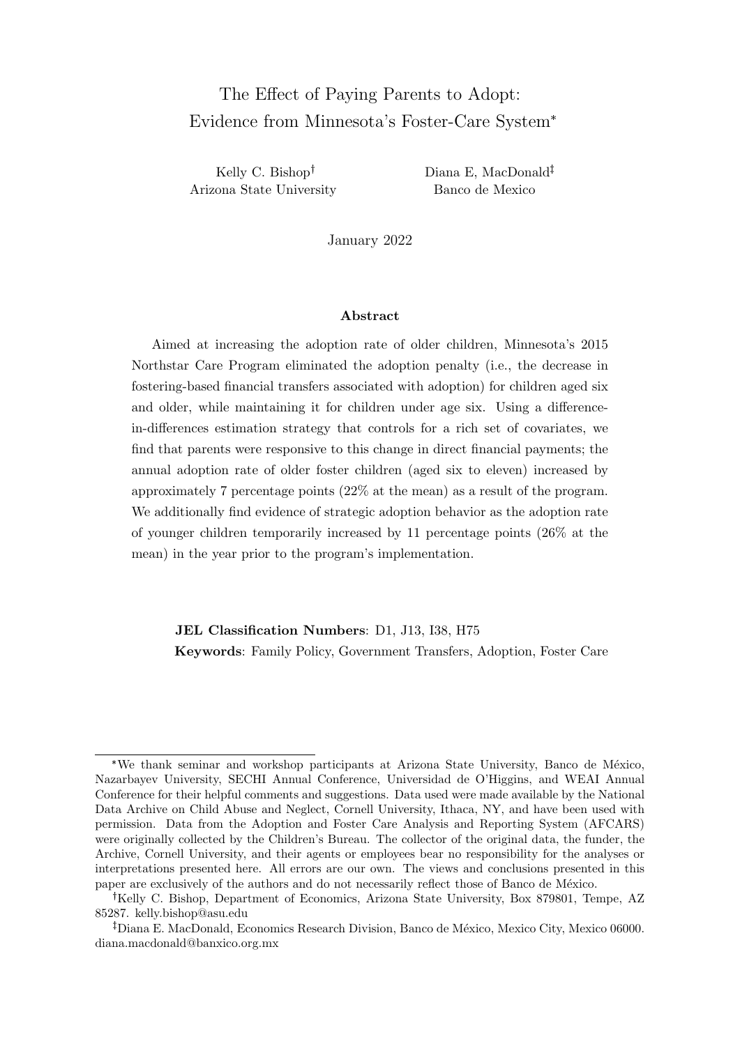# The Effect of Paying Parents to Adopt: Evidence from Minnesota's Foster-Care System[*]

Kelly C. Bishop[†]
Arizona State University

Diana E, MacDonald[‡]
Banco de Mexico

January 2022

### Abstract

Aimed at increasing the adoption rate of older children, Minnesota's 2015 Northstar Care Program eliminated the adoption penalty (i.e., the decrease in fostering-based financial transfers associated with adoption) for children aged six and older, while maintaining it for children under age six. Using a difference-in-differences estimation strategy that controls for a rich set of covariates, we find that parents were responsive to this change in direct financial payments; the annual adoption rate of older foster children (aged six to eleven) increased by approximately 7 percentage points (22% at the mean) as a result of the program. We additionally find evidence of strategic adoption behavior as the adoption rate of younger children temporarily increased by 11 percentage points (26% at the mean) in the year prior to the program's implementation.

**JEL Classification Numbers**: D1, J13, I38, H75

**Keywords**: Family Policy, Government Transfers, Adoption, Foster Care

---

[*] We thank seminar and workshop participants at Arizona State University, Banco de México, Nazarbayev University, SECHI Annual Conference, Universidad de O'Higgins, and WEAI Annual Conference for their helpful comments and suggestions. Data used were made available by the National Data Archive on Child Abuse and Neglect, Cornell University, Ithaca, NY, and have been used with permission. Data from the Adoption and Foster Care Analysis and Reporting System (AFCARS) were originally collected by the Children's Bureau. The collector of the original data, the funder, the Archive, Cornell University, and their agents or employees bear no responsibility for the analyses or interpretations presented here. All errors are our own. The views and conclusions presented in this paper are exclusively of the authors and do not necessarily reflect those of Banco de México.

[†] Kelly C. Bishop, Department of Economics, Arizona State University, Box 879801, Tempe, AZ 85287. kelly.bishop@asu.edu

[‡] Diana E. MacDonald, Economics Research Division, Banco de México, Mexico City, Mexico 06000. diana.macdonald@banxico.org.mx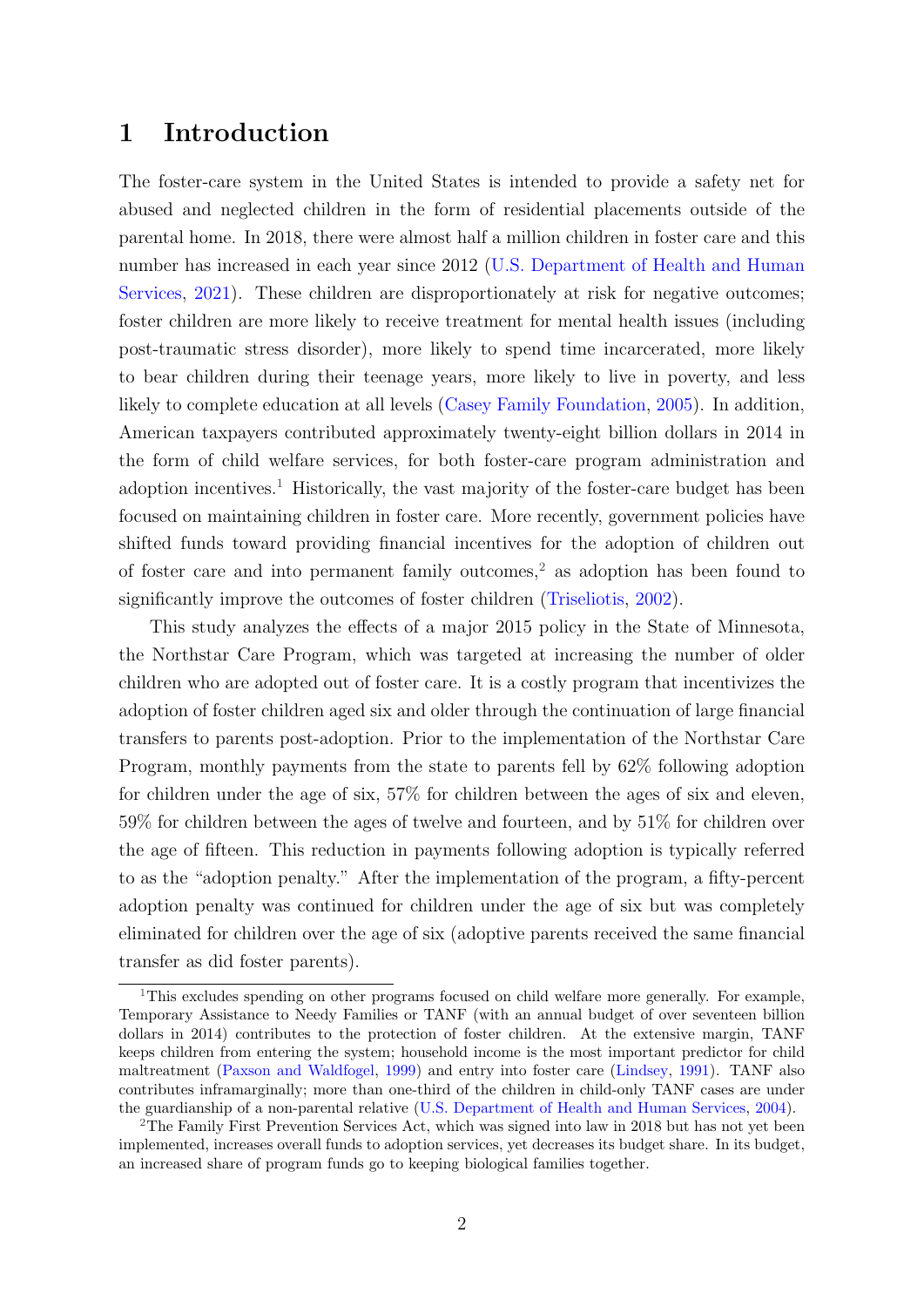# 1 Introduction

The foster-care system in the United States is intended to provide a safety net for abused and neglected children in the form of residential placements outside of the parental home. In 2018, there were almost half a million children in foster care and this number has increased in each year since 2012 (U.S. Department of Health and Human Services, 2021). These children are disproportionately at risk for negative outcomes; foster children are more likely to receive treatment for mental health issues (including post-traumatic stress disorder), more likely to spend time incarcerated, more likely to bear children during their teenage years, more likely to live in poverty, and less likely to complete education at all levels (Casey Family Foundation, 2005). In addition, American taxpayers contributed approximately twenty-eight billion dollars in 2014 in the form of child welfare services, for both foster-care program administration and adoption incentives.[1] Historically, the vast majority of the foster-care budget has been focused on maintaining children in foster care. More recently, government policies have shifted funds toward providing financial incentives for the adoption of children out of foster care and into permanent family outcomes,[2] as adoption has been found to significantly improve the outcomes of foster children (Triseliotis, 2002).

This study analyzes the effects of a major 2015 policy in the State of Minnesota, the Northstar Care Program, which was targeted at increasing the number of older children who are adopted out of foster care. It is a costly program that incentivizes the adoption of foster children aged six and older through the continuation of large financial transfers to parents post-adoption. Prior to the implementation of the Northstar Care Program, monthly payments from the state to parents fell by 62% following adoption for children under the age of six, 57% for children between the ages of six and eleven, 59% for children between the ages of twelve and fourteen, and by 51% for children over the age of fifteen. This reduction in payments following adoption is typically referred to as the "adoption penalty." After the implementation of the program, a fifty-percent adoption penalty was continued for children under the age of six but was completely eliminated for children over the age of six (adoptive parents received the same financial transfer as did foster parents).

[1] This excludes spending on other programs focused on child welfare more generally. For example, Temporary Assistance to Needy Families or TANF (with an annual budget of over seventeen billion dollars in 2014) contributes to the protection of foster children. At the extensive margin, TANF keeps children from entering the system; household income is the most important predictor for child maltreatment (Paxson and Waldfogel, 1999) and entry into foster care (Lindsey, 1991). TANF also contributes inframarginally; more than one-third of the children in child-only TANF cases are under the guardianship of a non-parental relative (U.S. Department of Health and Human Services, 2004).

[2] The Family First Prevention Services Act, which was signed into law in 2018 but has not yet been implemented, increases overall funds to adoption services, yet decreases its budget share. In its budget, an increased share of program funds go to keeping biological families together.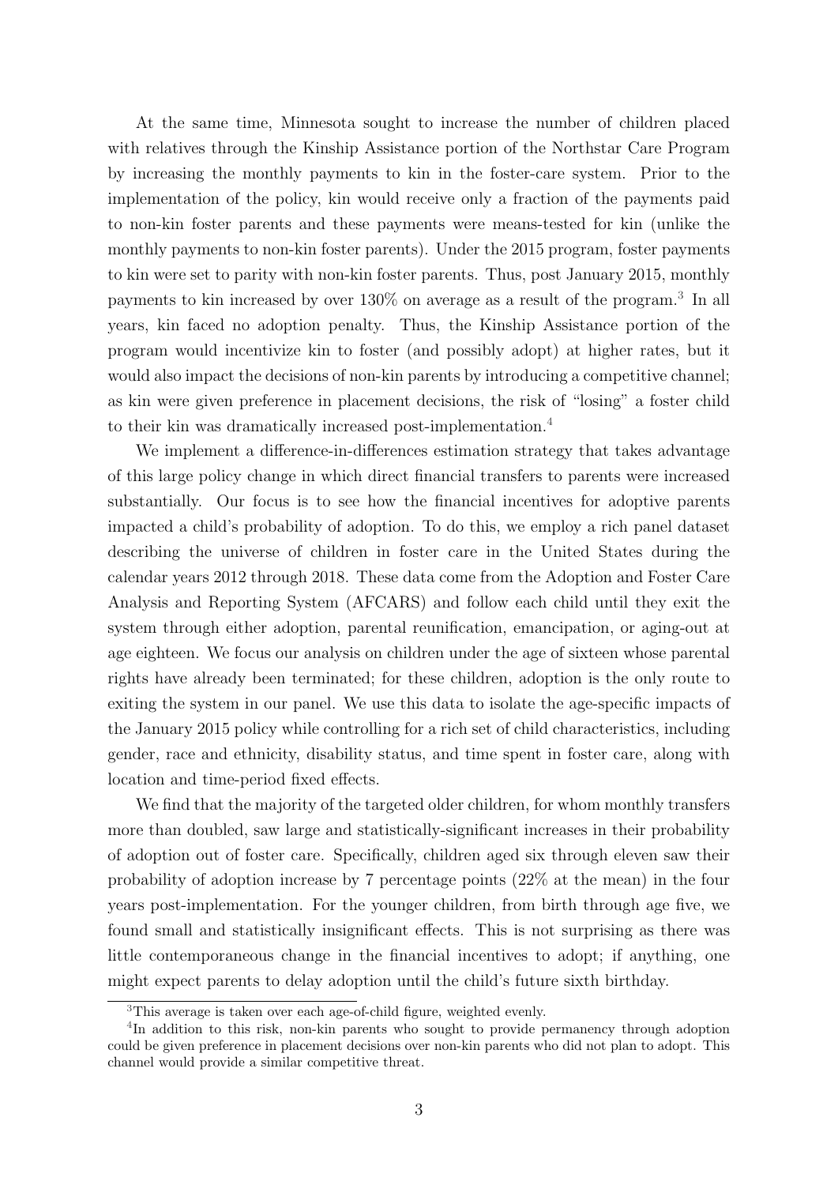At the same time, Minnesota sought to increase the number of children placed with relatives through the Kinship Assistance portion of the Northstar Care Program by increasing the monthly payments to kin in the foster-care system. Prior to the implementation of the policy, kin would receive only a fraction of the payments paid to non-kin foster parents and these payments were means-tested for kin (unlike the monthly payments to non-kin foster parents). Under the 2015 program, foster payments to kin were set to parity with non-kin foster parents. Thus, post January 2015, monthly payments to kin increased by over 130% on average as a result of the program.[3] In all years, kin faced no adoption penalty. Thus, the Kinship Assistance portion of the program would incentivize kin to foster (and possibly adopt) at higher rates, but it would also impact the decisions of non-kin parents by introducing a competitive channel; as kin were given preference in placement decisions, the risk of "losing" a foster child to their kin was dramatically increased post-implementation.[4]

We implement a difference-in-differences estimation strategy that takes advantage of this large policy change in which direct financial transfers to parents were increased substantially. Our focus is to see how the financial incentives for adoptive parents impacted a child's probability of adoption. To do this, we employ a rich panel dataset describing the universe of children in foster care in the United States during the calendar years 2012 through 2018. These data come from the Adoption and Foster Care Analysis and Reporting System (AFCARS) and follow each child until they exit the system through either adoption, parental reunification, emancipation, or aging-out at age eighteen. We focus our analysis on children under the age of sixteen whose parental rights have already been terminated; for these children, adoption is the only route to exiting the system in our panel. We use this data to isolate the age-specific impacts of the January 2015 policy while controlling for a rich set of child characteristics, including gender, race and ethnicity, disability status, and time spent in foster care, along with location and time-period fixed effects.

We find that the majority of the targeted older children, for whom monthly transfers more than doubled, saw large and statistically-significant increases in their probability of adoption out of foster care. Specifically, children aged six through eleven saw their probability of adoption increase by 7 percentage points (22% at the mean) in the four years post-implementation. For the younger children, from birth through age five, we found small and statistically insignificant effects. This is not surprising as there was little contemporaneous change in the financial incentives to adopt; if anything, one might expect parents to delay adoption until the child's future sixth birthday.

[3] This average is taken over each age-of-child figure, weighted evenly.

[4] In addition to this risk, non-kin parents who sought to provide permanency through adoption could be given preference in placement decisions over non-kin parents who did not plan to adopt. This channel would provide a similar competitive threat.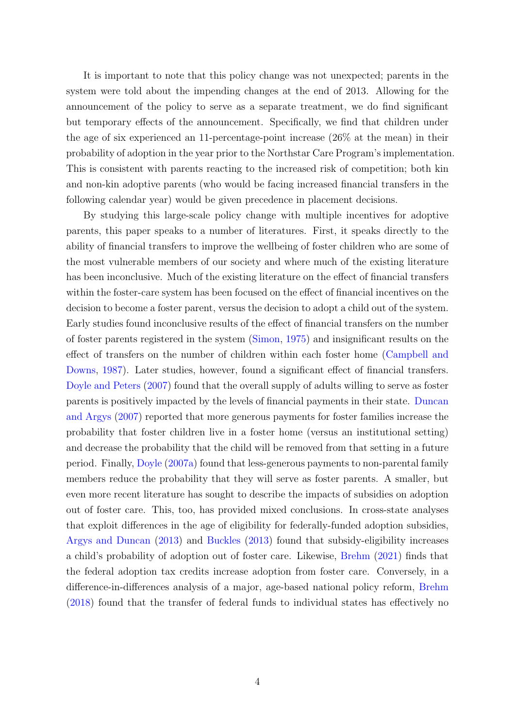It is important to note that this policy change was not unexpected; parents in the system were told about the impending changes at the end of 2013. Allowing for the announcement of the policy to serve as a separate treatment, we do find significant but temporary effects of the announcement. Specifically, we find that children under the age of six experienced an 11-percentage-point increase (26% at the mean) in their probability of adoption in the year prior to the Northstar Care Program's implementation. This is consistent with parents reacting to the increased risk of competition; both kin and non-kin adoptive parents (who would be facing increased financial transfers in the following calendar year) would be given precedence in placement decisions.

By studying this large-scale policy change with multiple incentives for adoptive parents, this paper speaks to a number of literatures. First, it speaks directly to the ability of financial transfers to improve the wellbeing of foster children who are some of the most vulnerable members of our society and where much of the existing literature has been inconclusive. Much of the existing literature on the effect of financial transfers within the foster-care system has been focused on the effect of financial incentives on the decision to become a foster parent, versus the decision to adopt a child out of the system. Early studies found inconclusive results of the effect of financial transfers on the number of foster parents registered in the system (Simon, 1975) and insignificant results on the effect of transfers on the number of children within each foster home (Campbell and Downs, 1987). Later studies, however, found a significant effect of financial transfers. Doyle and Peters (2007) found that the overall supply of adults willing to serve as foster parents is positively impacted by the levels of financial payments in their state. Duncan and Argys (2007) reported that more generous payments for foster families increase the probability that foster children live in a foster home (versus an institutional setting) and decrease the probability that the child will be removed from that setting in a future period. Finally, Doyle (2007a) found that less-generous payments to non-parental family members reduce the probability that they will serve as foster parents. A smaller, but even more recent literature has sought to describe the impacts of subsidies on adoption out of foster care. This, too, has provided mixed conclusions. In cross-state analyses that exploit differences in the age of eligibility for federally-funded adoption subsidies, Argys and Duncan (2013) and Buckles (2013) found that subsidy-eligibility increases a child's probability of adoption out of foster care. Likewise, Brehm (2021) finds that the federal adoption tax credits increase adoption from foster care. Conversely, in a difference-in-differences analysis of a major, age-based national policy reform, Brehm (2018) found that the transfer of federal funds to individual states has effectively no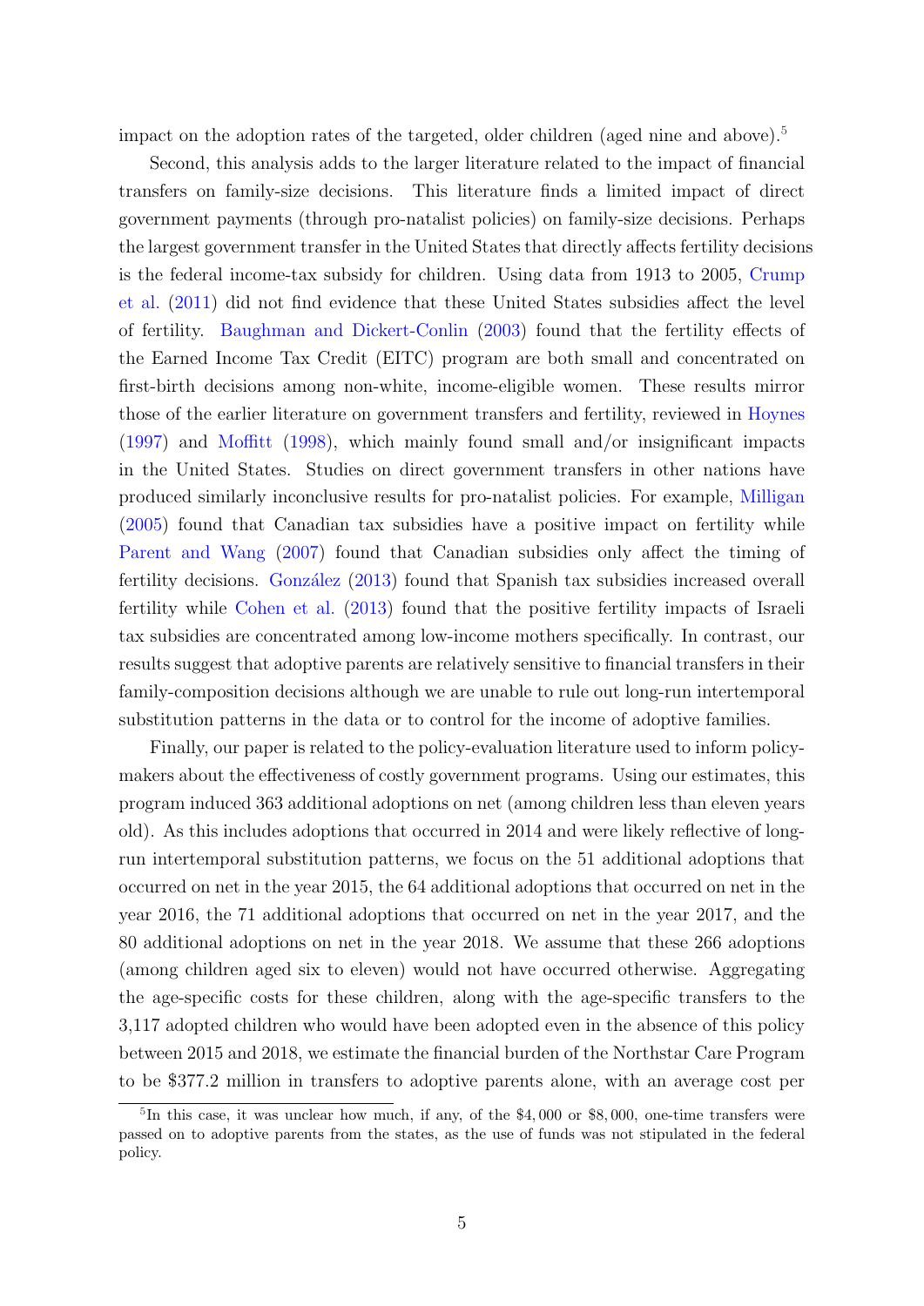impact on the adoption rates of the targeted, older children (aged nine and above).[5]

Second, this analysis adds to the larger literature related to the impact of financial transfers on family-size decisions. This literature finds a limited impact of direct government payments (through pro-natalist policies) on family-size decisions. Perhaps the largest government transfer in the United States that directly affects fertility decisions is the federal income-tax subsidy for children. Using data from 1913 to 2005, Crump et al. (2011) did not find evidence that these United States subsidies affect the level of fertility. Baughman and Dickert-Conlin (2003) found that the fertility effects of the Earned Income Tax Credit (EITC) program are both small and concentrated on first-birth decisions among non-white, income-eligible women. These results mirror those of the earlier literature on government transfers and fertility, reviewed in Hoynes (1997) and Moffitt (1998), which mainly found small and/or insignificant impacts in the United States. Studies on direct government transfers in other nations have produced similarly inconclusive results for pro-natalist policies. For example, Milligan (2005) found that Canadian tax subsidies have a positive impact on fertility while Parent and Wang (2007) found that Canadian subsidies only affect the timing of fertility decisions. González (2013) found that Spanish tax subsidies increased overall fertility while Cohen et al. (2013) found that the positive fertility impacts of Israeli tax subsidies are concentrated among low-income mothers specifically. In contrast, our results suggest that adoptive parents are relatively sensitive to financial transfers in their family-composition decisions although we are unable to rule out long-run intertemporal substitution patterns in the data or to control for the income of adoptive families.

Finally, our paper is related to the policy-evaluation literature used to inform policy-makers about the effectiveness of costly government programs. Using our estimates, this program induced 363 additional adoptions on net (among children less than eleven years old). As this includes adoptions that occurred in 2014 and were likely reflective of long-run intertemporal substitution patterns, we focus on the 51 additional adoptions that occurred on net in the year 2015, the 64 additional adoptions that occurred on net in the year 2016, the 71 additional adoptions that occurred on net in the year 2017, and the 80 additional adoptions on net in the year 2018. We assume that these 266 adoptions (among children aged six to eleven) would not have occurred otherwise. Aggregating the age-specific costs for these children, along with the age-specific transfers to the 3,117 adopted children who would have been adopted even in the absence of this policy between 2015 and 2018, we estimate the financial burden of the Northstar Care Program to be \$377.2 million in transfers to adoptive parents alone, with an average cost per

[5] In this case, it was unclear how much, if any, of the \$4,000 or \$8,000, one-time transfers were passed on to adoptive parents from the states, as the use of funds was not stipulated in the federal policy.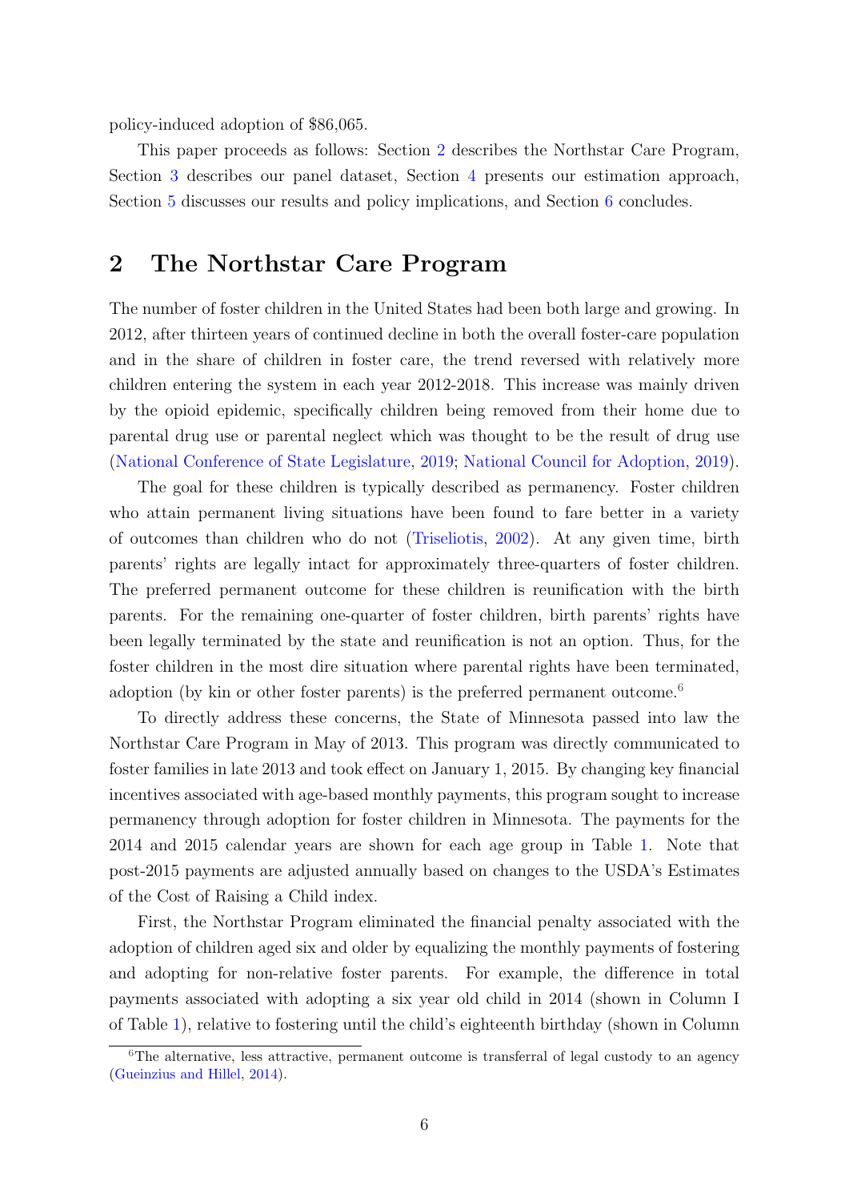policy-induced adoption of $86,065.

This paper proceeds as follows: Section 2 describes the Northstar Care Program, Section 3 describes our panel dataset, Section 4 presents our estimation approach, Section 5 discusses our results and policy implications, and Section 6 concludes.

# 2 The Northstar Care Program

The number of foster children in the United States had been both large and growing. In 2012, after thirteen years of continued decline in both the overall foster-care population and in the share of children in foster care, the trend reversed with relatively more children entering the system in each year 2012-2018. This increase was mainly driven by the opioid epidemic, specifically children being removed from their home due to parental drug use or parental neglect which was thought to be the result of drug use (National Conference of State Legislature, 2019; National Council for Adoption, 2019).

The goal for these children is typically described as permanency. Foster children who attain permanent living situations have been found to fare better in a variety of outcomes than children who do not (Triseliotis, 2002). At any given time, birth parents' rights are legally intact for approximately three-quarters of foster children. The preferred permanent outcome for these children is reunification with the birth parents. For the remaining one-quarter of foster children, birth parents' rights have been legally terminated by the state and reunification is not an option. Thus, for the foster children in the most dire situation where parental rights have been terminated, adoption (by kin or other foster parents) is the preferred permanent outcome.[6]

To directly address these concerns, the State of Minnesota passed into law the Northstar Care Program in May of 2013. This program was directly communicated to foster families in late 2013 and took effect on January 1, 2015. By changing key financial incentives associated with age-based monthly payments, this program sought to increase permanency through adoption for foster children in Minnesota. The payments for the 2014 and 2015 calendar years are shown for each age group in Table 1. Note that post-2015 payments are adjusted annually based on changes to the USDA's Estimates of the Cost of Raising a Child index.

First, the Northstar Program eliminated the financial penalty associated with the adoption of children aged six and older by equalizing the monthly payments of fostering and adopting for non-relative foster parents. For example, the difference in total payments associated with adopting a six year old child in 2014 (shown in Column I of Table 1), relative to fostering until the child's eighteenth birthday (shown in Column

[6] The alternative, less attractive, permanent outcome is transferral of legal custody to an agency (Gueinzius and Hillel, 2014).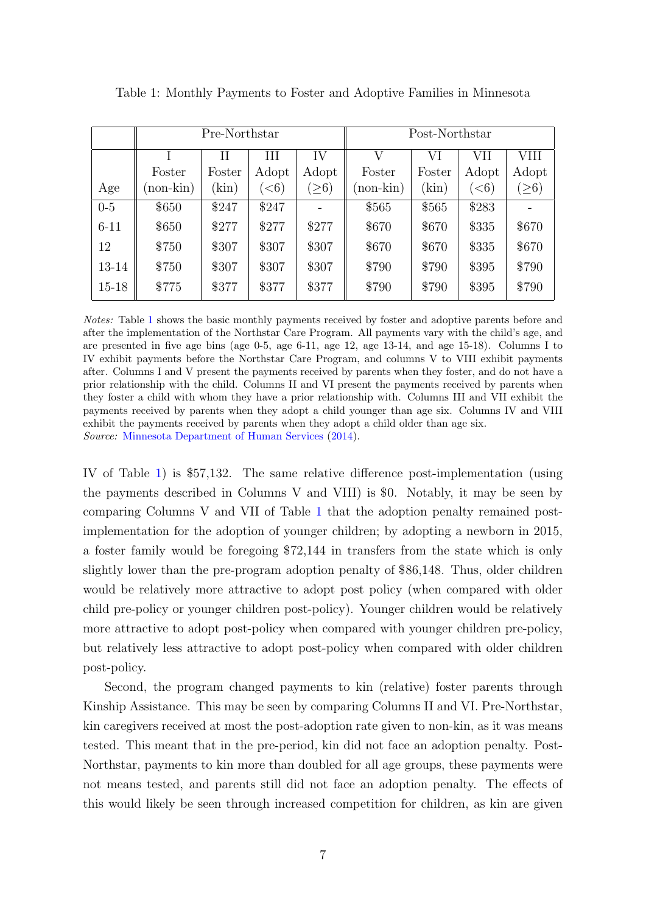Table 1: Monthly Payments to Foster and Adoptive Families in Minnesota

| | Pre-Northstar | | | | Post-Northstar | | | |
|---|---|---|---|---|---|---|---|---|
| | I | II | III | IV | V | VI | VII | VIII |
| | Foster | Foster | Adopt | Adopt | Foster | Foster | Adopt | Adopt |
| Age | (non-kin) | (kin) | (<6) | (≥6) | (non-kin) | (kin) | (<6) | (≥6) |
| 0-5 | $650 | $247 | $247 | - | $565 | $565 | $283 | - |
| 6-11 | $650 | $277 | $277 | $277 | $670 | $670 | $335 | $670 |
| 12 | $750 | $307 | $307 | $307 | $670 | $670 | $335 | $670 |
| 13-14 | $750 | $307 | $307 | $307 | $790 | $790 | $395 | $790 |
| 15-18 | $775 | $377 | $377 | $377 | $790 | $790 | $395 | $790 |

*Notes:* Table 1 shows the basic monthly payments received by foster and adoptive parents before and after the implementation of the Northstar Care Program. All payments vary with the child's age, and are presented in five age bins (age 0-5, age 6-11, age 12, age 13-14, and age 15-18). Columns I to IV exhibit payments before the Northstar Care Program, and columns V to VIII exhibit payments after. Columns I and V present the payments received by parents when they foster, and do not have a prior relationship with the child. Columns II and VI present the payments received by parents when they foster a child with whom they have a prior relationship with. Columns III and VII exhibit the payments received by parents when they adopt a child younger than age six. Columns IV and VIII exhibit the payments received by parents when they adopt a child older than age six.
*Source:* Minnesota Department of Human Services (2014).

IV of Table 1) is $57,132. The same relative difference post-implementation (using the payments described in Columns V and VIII) is $0. Notably, it may be seen by comparing Columns V and VII of Table 1 that the adoption penalty remained post-implementation for the adoption of younger children; by adopting a newborn in 2015, a foster family would be foregoing $72,144 in transfers from the state which is only slightly lower than the pre-program adoption penalty of $86,148. Thus, older children would be relatively more attractive to adopt post policy (when compared with older child pre-policy or younger children post-policy). Younger children would be relatively more attractive to adopt post-policy when compared with younger children pre-policy, but relatively less attractive to adopt post-policy when compared with older children post-policy.

Second, the program changed payments to kin (relative) foster parents through Kinship Assistance. This may be seen by comparing Columns II and VI. Pre-Northstar, kin caregivers received at most the post-adoption rate given to non-kin, as it was means tested. This meant that in the pre-period, kin did not face an adoption penalty. Post-Northstar, payments to kin more than doubled for all age groups, these payments were not means tested, and parents still did not face an adoption penalty. The effects of this would likely be seen through increased competition for children, as kin are given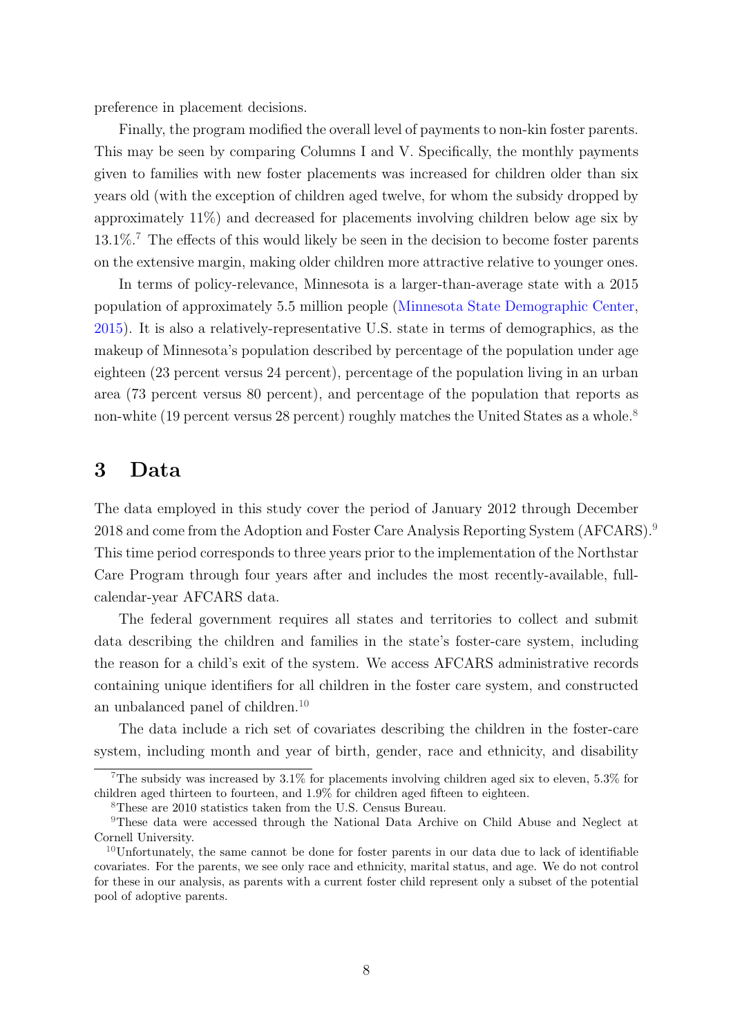preference in placement decisions.

Finally, the program modified the overall level of payments to non-kin foster parents. This may be seen by comparing Columns I and V. Specifically, the monthly payments given to families with new foster placements was increased for children older than six years old (with the exception of children aged twelve, for whom the subsidy dropped by approximately 11%) and decreased for placements involving children below age six by 13.1%.[7] The effects of this would likely be seen in the decision to become foster parents on the extensive margin, making older children more attractive relative to younger ones.

In terms of policy-relevance, Minnesota is a larger-than-average state with a 2015 population of approximately 5.5 million people (Minnesota State Demographic Center, 2015). It is also a relatively-representative U.S. state in terms of demographics, as the makeup of Minnesota's population described by percentage of the population under age eighteen (23 percent versus 24 percent), percentage of the population living in an urban area (73 percent versus 80 percent), and percentage of the population that reports as non-white (19 percent versus 28 percent) roughly matches the United States as a whole.[8]

# 3 Data

The data employed in this study cover the period of January 2012 through December 2018 and come from the Adoption and Foster Care Analysis Reporting System (AFCARS).[9] This time period corresponds to three years prior to the implementation of the Northstar Care Program through four years after and includes the most recently-available, full-calendar-year AFCARS data.

The federal government requires all states and territories to collect and submit data describing the children and families in the state's foster-care system, including the reason for a child's exit of the system. We access AFCARS administrative records containing unique identifiers for all children in the foster care system, and constructed an unbalanced panel of children.[10]

The data include a rich set of covariates describing the children in the foster-care system, including month and year of birth, gender, race and ethnicity, and disability

---

[7] The subsidy was increased by 3.1% for placements involving children aged six to eleven, 5.3% for children aged thirteen to fourteen, and 1.9% for children aged fifteen to eighteen.

[8] These are 2010 statistics taken from the U.S. Census Bureau.

[9] These data were accessed through the National Data Archive on Child Abuse and Neglect at Cornell University.

[10] Unfortunately, the same cannot be done for foster parents in our data due to lack of identifiable covariates. For the parents, we see only race and ethnicity, marital status, and age. We do not control for these in our analysis, as parents with a current foster child represent only a subset of the potential pool of adoptive parents.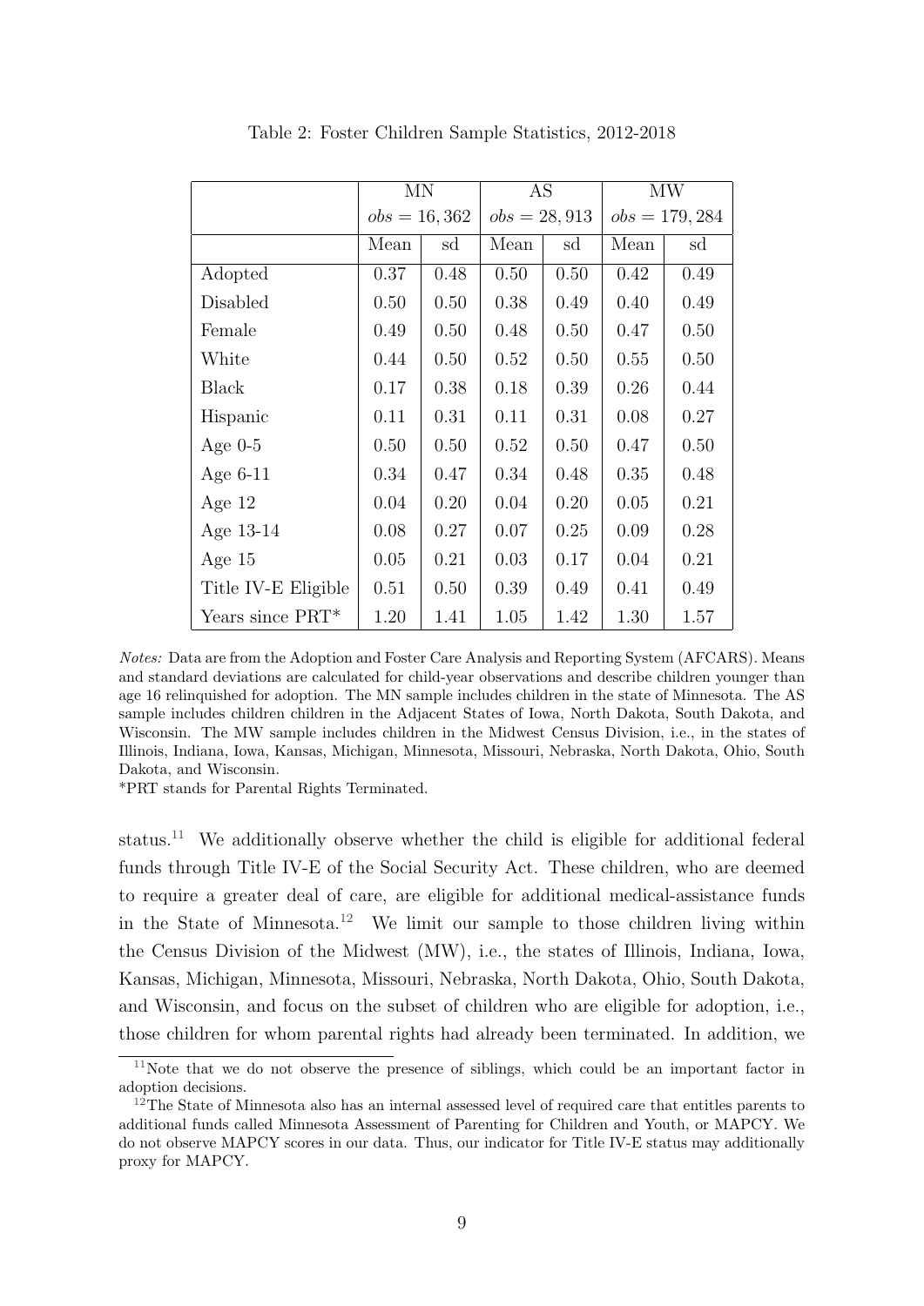Table 2: Foster Children Sample Statistics, 2012-2018

| | MN | | AS | | MW | |
|---|---|---|---|---|---|---|
| | $obs = 16,362$ | | $obs = 28,913$ | | $obs = 179,284$ | |
| | Mean | sd | Mean | sd | Mean | sd |
| Adopted | 0.37 | 0.48 | 0.50 | 0.50 | 0.42 | 0.49 |
| Disabled | 0.50 | 0.50 | 0.38 | 0.49 | 0.40 | 0.49 |
| Female | 0.49 | 0.50 | 0.48 | 0.50 | 0.47 | 0.50 |
| White | 0.44 | 0.50 | 0.52 | 0.50 | 0.55 | 0.50 |
| Black | 0.17 | 0.38 | 0.18 | 0.39 | 0.26 | 0.44 |
| Hispanic | 0.11 | 0.31 | 0.11 | 0.31 | 0.08 | 0.27 |
| Age 0-5 | 0.50 | 0.50 | 0.52 | 0.50 | 0.47 | 0.50 |
| Age 6-11 | 0.34 | 0.47 | 0.34 | 0.48 | 0.35 | 0.48 |
| Age 12 | 0.04 | 0.20 | 0.04 | 0.20 | 0.05 | 0.21 |
| Age 13-14 | 0.08 | 0.27 | 0.07 | 0.25 | 0.09 | 0.28 |
| Age 15 | 0.05 | 0.21 | 0.03 | 0.17 | 0.04 | 0.21 |
| Title IV-E Eligible | 0.51 | 0.50 | 0.39 | 0.49 | 0.41 | 0.49 |
| Years since PRT* | 1.20 | 1.41 | 1.05 | 1.42 | 1.30 | 1.57 |

*Notes:* Data are from the Adoption and Foster Care Analysis and Reporting System (AFCARS). Means and standard deviations are calculated for child-year observations and describe children younger than age 16 relinquished for adoption. The MN sample includes children in the state of Minnesota. The AS sample includes children children in the Adjacent States of Iowa, North Dakota, South Dakota, and Wisconsin. The MW sample includes children in the Midwest Census Division, i.e., in the states of Illinois, Indiana, Iowa, Kansas, Michigan, Minnesota, Missouri, Nebraska, North Dakota, Ohio, South Dakota, and Wisconsin.

*PRT stands for Parental Rights Terminated.

status.[11] We additionally observe whether the child is eligible for additional federal funds through Title IV-E of the Social Security Act. These children, who are deemed to require a greater deal of care, are eligible for additional medical-assistance funds in the State of Minnesota.[12] We limit our sample to those children living within the Census Division of the Midwest (MW), i.e., the states of Illinois, Indiana, Iowa, Kansas, Michigan, Minnesota, Missouri, Nebraska, North Dakota, Ohio, South Dakota, and Wisconsin, and focus on the subset of children who are eligible for adoption, i.e., those children for whom parental rights had already been terminated. In addition, we

[11] Note that we do not observe the presence of siblings, which could be an important factor in adoption decisions.

[12] The State of Minnesota also has an internal assessed level of required care that entitles parents to additional funds called Minnesota Assessment of Parenting for Children and Youth, or MAPCY. We do not observe MAPCY scores in our data. Thus, our indicator for Title IV-E status may additionally proxy for MAPCY.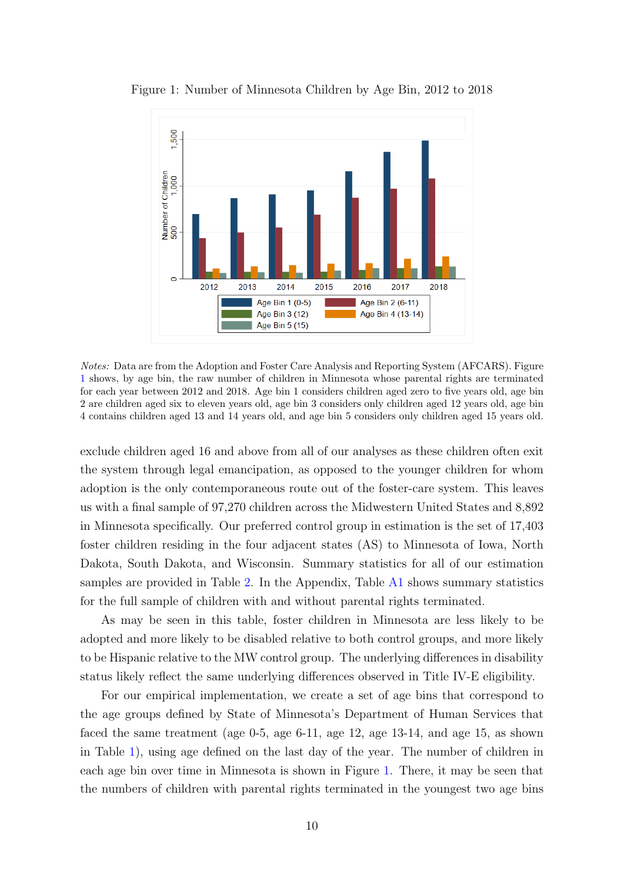Figure 1: Number of Minnesota Children by Age Bin, 2012 to 2018

*Notes:* Data are from the Adoption and Foster Care Analysis and Reporting System (AFCARS). Figure 1 shows, by age bin, the raw number of children in Minnesota whose parental rights are terminated for each year between 2012 and 2018. Age bin 1 considers children aged zero to five years old, age bin 2 are children aged six to eleven years old, age bin 3 considers only children aged 12 years old, age bin 4 contains children aged 13 and 14 years old, and age bin 5 considers only children aged 15 years old.

exclude children aged 16 and above from all of our analyses as these children often exit the system through legal emancipation, as opposed to the younger children for whom adoption is the only contemporaneous route out of the foster-care system. This leaves us with a final sample of 97,270 children across the Midwestern United States and 8,892 in Minnesota specifically. Our preferred control group in estimation is the set of 17,403 foster children residing in the four adjacent states (AS) to Minnesota of Iowa, North Dakota, South Dakota, and Wisconsin. Summary statistics for all of our estimation samples are provided in Table 2. In the Appendix, Table A1 shows summary statistics for the full sample of children with and without parental rights terminated.

As may be seen in this table, foster children in Minnesota are less likely to be adopted and more likely to be disabled relative to both control groups, and more likely to be Hispanic relative to the MW control group. The underlying differences in disability status likely reflect the same underlying differences observed in Title IV-E eligibility.

For our empirical implementation, we create a set of age bins that correspond to the age groups defined by State of Minnesota's Department of Human Services that faced the same treatment (age 0-5, age 6-11, age 12, age 13-14, and age 15, as shown in Table 1), using age defined on the last day of the year. The number of children in each age bin over time in Minnesota is shown in Figure 1. There, it may be seen that the numbers of children with parental rights terminated in the youngest two age bins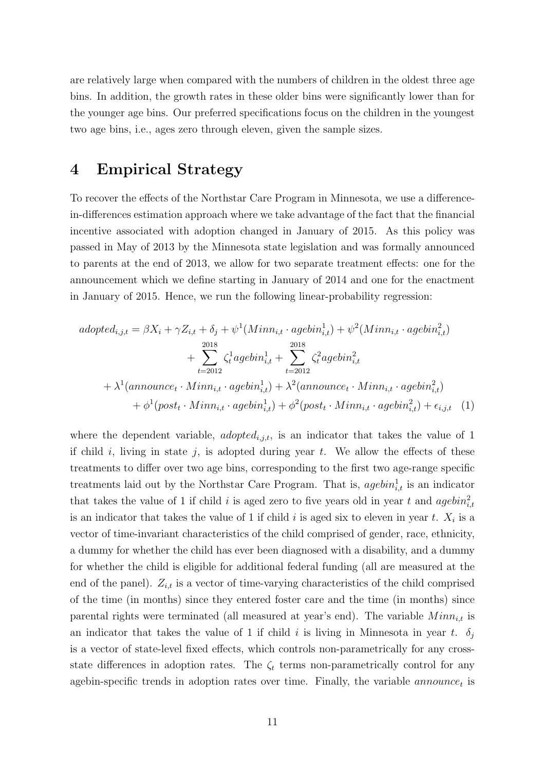are relatively large when compared with the numbers of children in the oldest three age bins. In addition, the growth rates in these older bins were significantly lower than for the younger age bins. Our preferred specifications focus on the children in the youngest two age bins, i.e., ages zero through eleven, given the sample sizes.

## 4 Empirical Strategy

To recover the effects of the Northstar Care Program in Minnesota, we use a difference-in-differences estimation approach where we take advantage of the fact that the financial incentive associated with adoption changed in January of 2015. As this policy was passed in May of 2013 by the Minnesota state legislation and was formally announced to parents at the end of 2013, we allow for two separate treatment effects: one for the announcement which we define starting in January of 2014 and one for the enactment in January of 2015. Hence, we run the following linear-probability regression:

$$
\begin{aligned}
adopted_{i,j,t} = \beta X_i + \gamma Z_{i,t} + \delta_j + \psi^1(Minn_{i,t} \cdot agebin^1_{i,t}) + \psi^2(Minn_{i,t} \cdot agebin^2_{i,t}) \\
+ \sum_{t=2012}^{2018} \zeta^1_t agebin^1_{i,t} + \sum_{t=2012}^{2018} \zeta^2_t agebin^2_{i,t} \\
+ \lambda^1(announce_t \cdot Minn_{i,t} \cdot agebin^1_{i,t}) + \lambda^2(announce_t \cdot Minn_{i,t} \cdot agebin^2_{i,t}) \\
+ \phi^1(post_t \cdot Minn_{i,t} \cdot agebin^1_{i,t}) + \phi^2(post_t \cdot Minn_{i,t} \cdot agebin^2_{i,t}) + \epsilon_{i,j,t} \quad (1)
\end{aligned}
$$

where the dependent variable, $adopted_{i,j,t}$, is an indicator that takes the value of 1 if child $i$, living in state $j$, is adopted during year $t$. We allow the effects of these treatments to differ over two age bins, corresponding to the first two age-range specific treatments laid out by the Northstar Care Program. That is, $agebin^1_{i,t}$ is an indicator that takes the value of 1 if child $i$ is aged zero to five years old in year $t$ and $agebin^2_{i,t}$ is an indicator that takes the value of 1 if child $i$ is aged six to eleven in year $t$. $X_i$ is a vector of time-invariant characteristics of the child comprised of gender, race, ethnicity, a dummy for whether the child has ever been diagnosed with a disability, and a dummy for whether the child is eligible for additional federal funding (all are measured at the end of the panel). $Z_{i,t}$ is a vector of time-varying characteristics of the child comprised of the time (in months) since they entered foster care and the time (in months) since parental rights were terminated (all measured at year's end). The variable $Minn_{i,t}$ is an indicator that takes the value of 1 if child $i$ is living in Minnesota in year $t$. $\delta_j$ is a vector of state-level fixed effects, which controls non-parametrically for any cross-state differences in adoption rates. The $\zeta_t$ terms non-parametrically control for any agebin-specific trends in adoption rates over time. Finally, the variable $announce_t$ is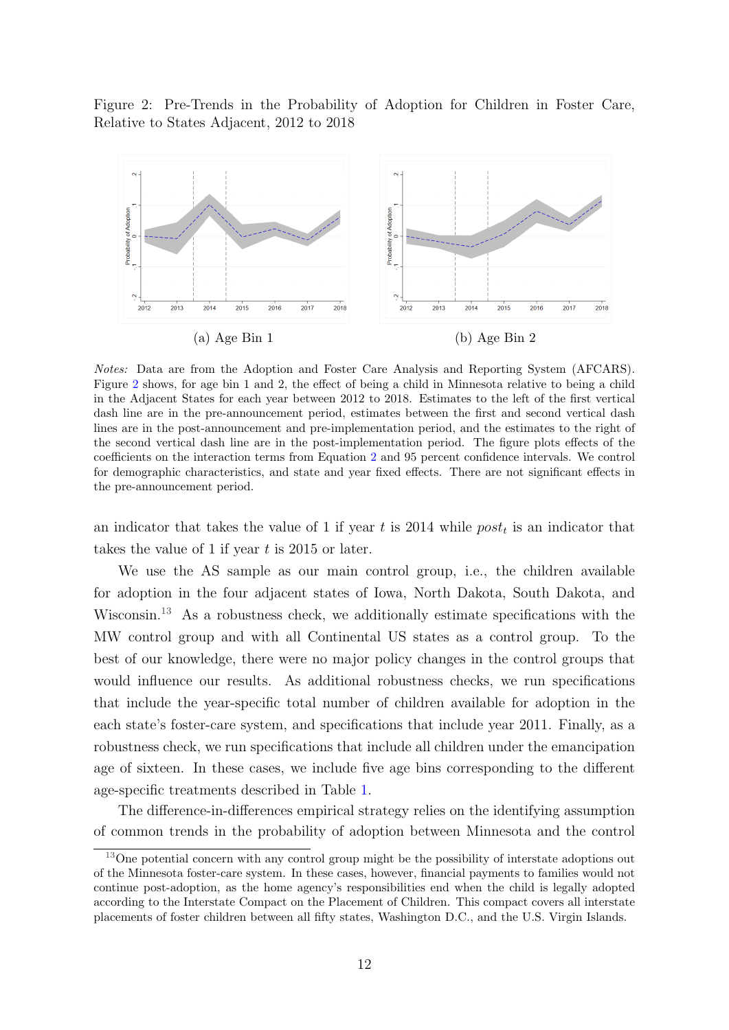Figure 2: Pre-Trends in the Probability of Adoption for Children in Foster Care, Relative to States Adjacent, 2012 to 2018

(a) Age Bin 1

(b) Age Bin 2

*Notes:* Data are from the Adoption and Foster Care Analysis and Reporting System (AFCARS). Figure 2 shows, for age bin 1 and 2, the effect of being a child in Minnesota relative to being a child in the Adjacent States for each year between 2012 to 2018. Estimates to the left of the first vertical dash line are in the pre-announcement period, estimates between the first and second vertical dash lines are in the post-announcement and pre-implementation period, and the estimates to the right of the second vertical dash line are in the post-implementation period. The figure plots effects of the coefficients on the interaction terms from Equation 2 and 95 percent confidence intervals. We control for demographic characteristics, and state and year fixed effects. There are not significant effects in the pre-announcement period.

an indicator that takes the value of 1 if year $t$ is 2014 while $post_t$ is an indicator that takes the value of 1 if year $t$ is 2015 or later.

We use the AS sample as our main control group, i.e., the children available for adoption in the four adjacent states of Iowa, North Dakota, South Dakota, and Wisconsin.[13] As a robustness check, we additionally estimate specifications with the MW control group and with all Continental US states as a control group. To the best of our knowledge, there were no major policy changes in the control groups that would influence our results. As additional robustness checks, we run specifications that include the year-specific total number of children available for adoption in the each state's foster-care system, and specifications that include year 2011. Finally, as a robustness check, we run specifications that include all children under the emancipation age of sixteen. In these cases, we include five age bins corresponding to the different age-specific treatments described in Table 1.

The difference-in-differences empirical strategy relies on the identifying assumption of common trends in the probability of adoption between Minnesota and the control

[13] One potential concern with any control group might be the possibility of interstate adoptions out of the Minnesota foster-care system. In these cases, however, financial payments to families would not continue post-adoption, as the home agency's responsibilities end when the child is legally adopted according to the Interstate Compact on the Placement of Children. This compact covers all interstate placements of foster children between all fifty states, Washington D.C., and the U.S. Virgin Islands.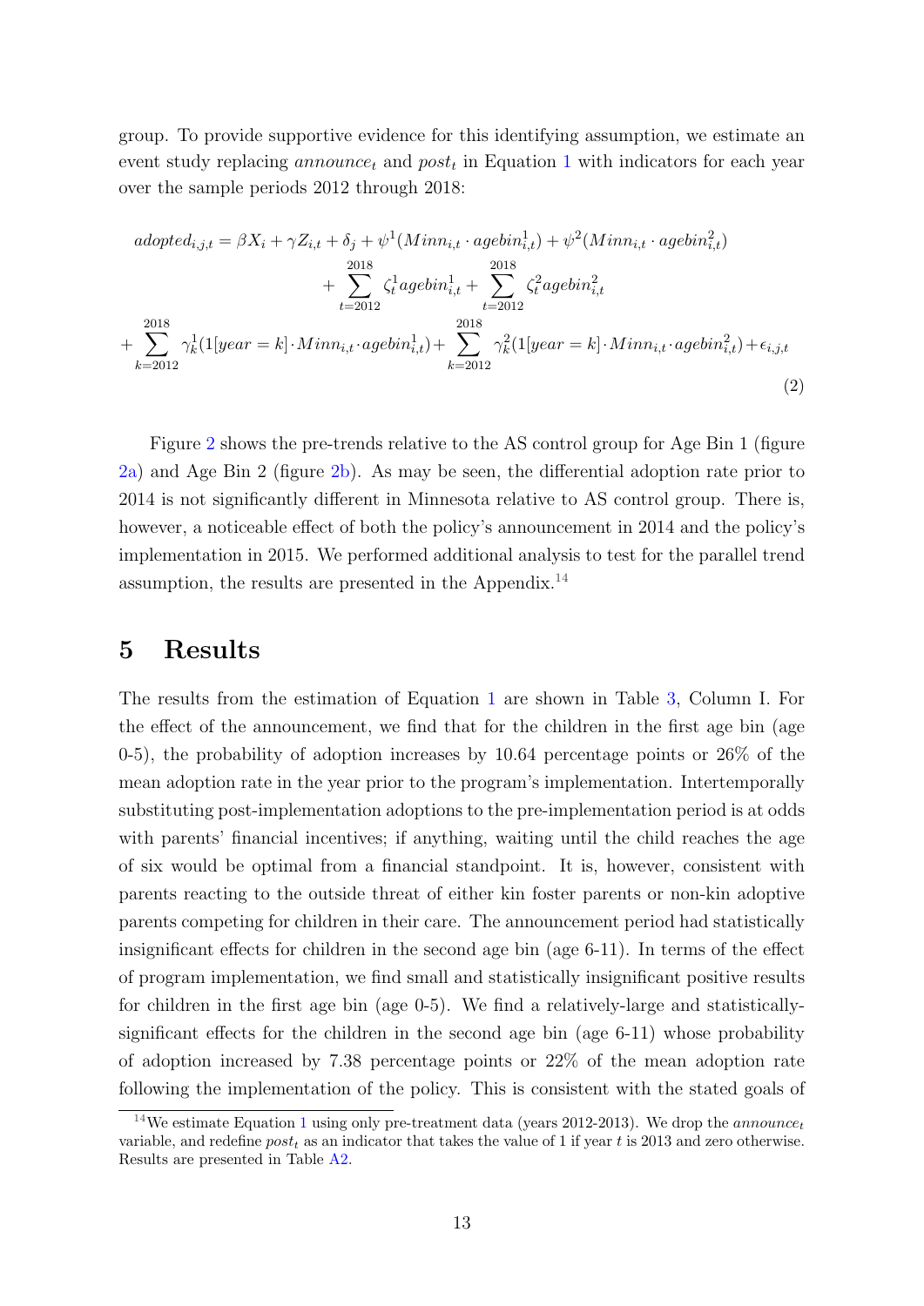group. To provide supportive evidence for this identifying assumption, we estimate an event study replacing $announce_t$ and $post_t$ in Equation 1 with indicators for each year over the sample periods 2012 through 2018:

$$
\begin{aligned}
adopted_{i,j,t} = \beta X_i + \gamma Z_{i,t} + \delta_j + \psi^1(Minn_{i,t} \cdot agebin^1_{i,t}) + \psi^2(Minn_{i,t} \cdot agebin^2_{i,t}) \\
+ \sum_{t=2012}^{2018} \zeta^1_t agebin^1_{i,t} + \sum_{t=2012}^{2018} \zeta^2_t agebin^2_{i,t} \\
+ \sum_{k=2012}^{2018} \gamma^1_k (1[year = k] \cdot Minn_{i,t} \cdot agebin^1_{i,t}) + \sum_{k=2012}^{2018} \gamma^2_k (1[year = k] \cdot Minn_{i,t} \cdot agebin^2_{i,t}) + \epsilon_{i,j,t}
\end{aligned}
\tag{2}
$$

Figure 2 shows the pre-trends relative to the AS control group for Age Bin 1 (figure 2a) and Age Bin 2 (figure 2b). As may be seen, the differential adoption rate prior to 2014 is not significantly different in Minnesota relative to AS control group. There is, however, a noticeable effect of both the policy's announcement in 2014 and the policy's implementation in 2015. We performed additional analysis to test for the parallel trend assumption, the results are presented in the Appendix.[14]

## 5 Results

The results from the estimation of Equation 1 are shown in Table 3, Column I. For the effect of the announcement, we find that for the children in the first age bin (age 0-5), the probability of adoption increases by 10.64 percentage points or 26% of the mean adoption rate in the year prior to the program's implementation. Intertemporally substituting post-implementation adoptions to the pre-implementation period is at odds with parents' financial incentives; if anything, waiting until the child reaches the age of six would be optimal from a financial standpoint. It is, however, consistent with parents reacting to the outside threat of either kin foster parents or non-kin adoptive parents competing for children in their care. The announcement period had statistically insignificant effects for children in the second age bin (age 6-11). In terms of the effect of program implementation, we find small and statistically insignificant positive results for children in the first age bin (age 0-5). We find a relatively-large and statistically-significant effects for the children in the second age bin (age 6-11) whose probability of adoption increased by 7.38 percentage points or 22% of the mean adoption rate following the implementation of the policy. This is consistent with the stated goals of

[14] We estimate Equation 1 using only pre-treatment data (years 2012-2013). We drop the $announce_t$ variable, and redefine $post_t$ as an indicator that takes the value of 1 if year $t$ is 2013 and zero otherwise. Results are presented in Table A2.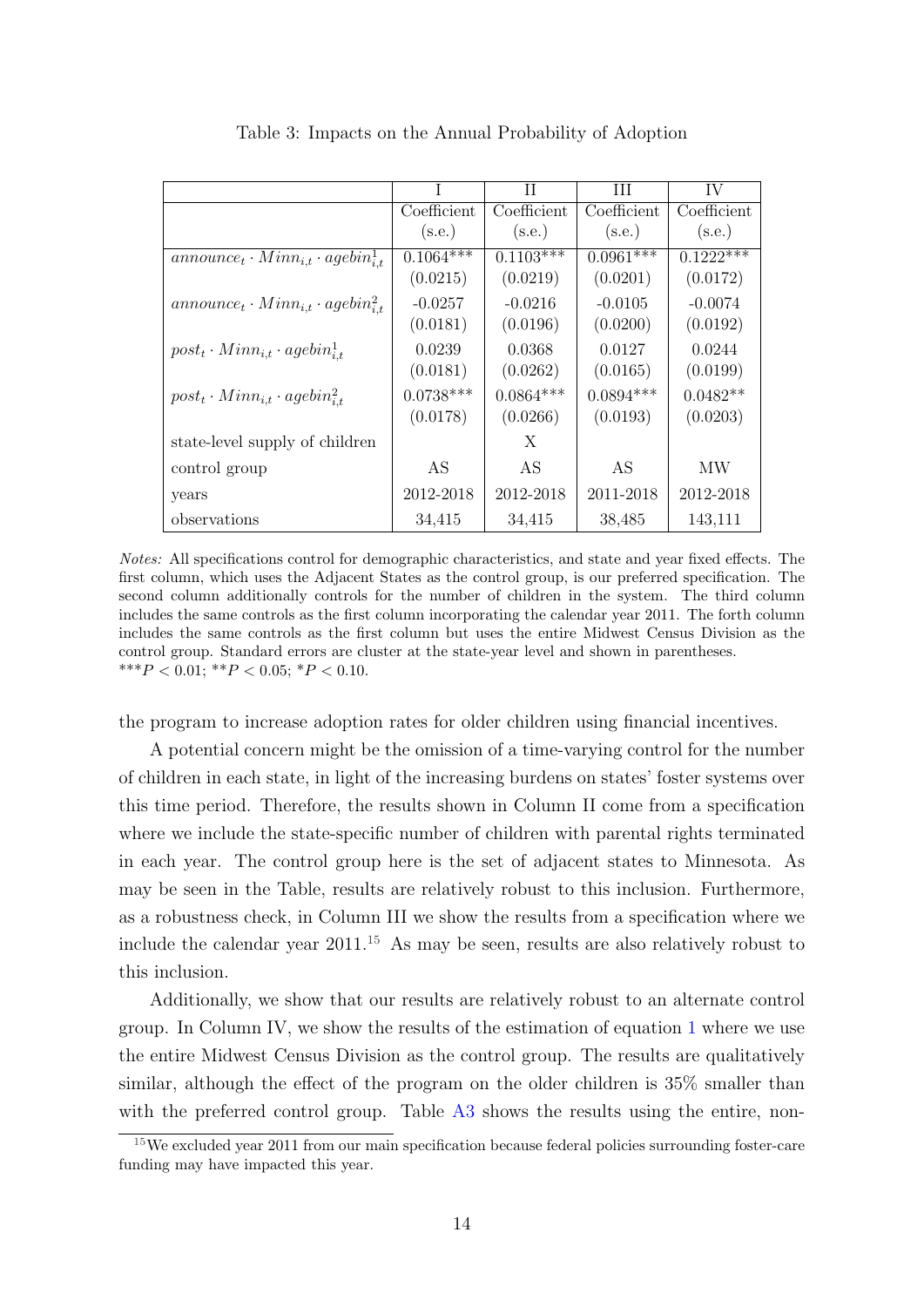Table 3: Impacts on the Annual Probability of Adoption

| | I | II | III | IV |
|---|---|---|---|---|
| | Coefficient (s.e.) | Coefficient (s.e.) | Coefficient (s.e.) | Coefficient (s.e.) |
| $announce_t \cdot Minn_{i,t} \cdot agebin^1_{i,t}$ | 0.1064*** | 0.1103*** | 0.0961*** | 0.1222*** |
| | (0.0215) | (0.0219) | (0.0201) | (0.0172) |
| $announce_t \cdot Minn_{i,t} \cdot agebin^2_{i,t}$ | -0.0257 | -0.0216 | -0.0105 | -0.0074 |
| | (0.0181) | (0.0196) | (0.0200) | (0.0192) |
| $post_t \cdot Minn_{i,t} \cdot agebin^1_{i,t}$ | 0.0239 | 0.0368 | 0.0127 | 0.0244 |
| | (0.0181) | (0.0262) | (0.0165) | (0.0199) |
| $post_t \cdot Minn_{i,t} \cdot agebin^2_{i,t}$ | 0.0738*** | 0.0864*** | 0.0894*** | 0.0482** |
| | (0.0178) | (0.0266) | (0.0193) | (0.0203) |
| state-level supply of children | | X | | |
| control group | AS | AS | AS | MW |
| years | 2012-2018 | 2012-2018 | 2011-2018 | 2012-2018 |
| observations | 34,415 | 34,415 | 38,485 | 143,111 |

*Notes:* All specifications control for demographic characteristics, and state and year fixed effects. The first column, which uses the Adjacent States as the control group, is our preferred specification. The second column additionally controls for the number of children in the system. The third column includes the same controls as the first column incorporating the calendar year 2011. The forth column includes the same controls as the first column but uses the entire Midwest Census Division as the control group. Standard errors are cluster at the state-year level and shown in parentheses.
***$P < 0.01$; **$P < 0.05$; *$P < 0.10$.

the program to increase adoption rates for older children using financial incentives.

A potential concern might be the omission of a time-varying control for the number of children in each state, in light of the increasing burdens on states' foster systems over this time period. Therefore, the results shown in Column II come from a specification where we include the state-specific number of children with parental rights terminated in each year. The control group here is the set of adjacent states to Minnesota. As may be seen in the Table, results are relatively robust to this inclusion. Furthermore, as a robustness check, in Column III we show the results from a specification where we include the calendar year 2011.[15] As may be seen, results are also relatively robust to this inclusion.

Additionally, we show that our results are relatively robust to an alternate control group. In Column IV, we show the results of the estimation of equation 1 where we use the entire Midwest Census Division as the control group. The results are qualitatively similar, although the effect of the program on the older children is 35% smaller than with the preferred control group. Table A3 shows the results using the entire, non-

[15] We excluded year 2011 from our main specification because federal policies surrounding foster-care funding may have impacted this year.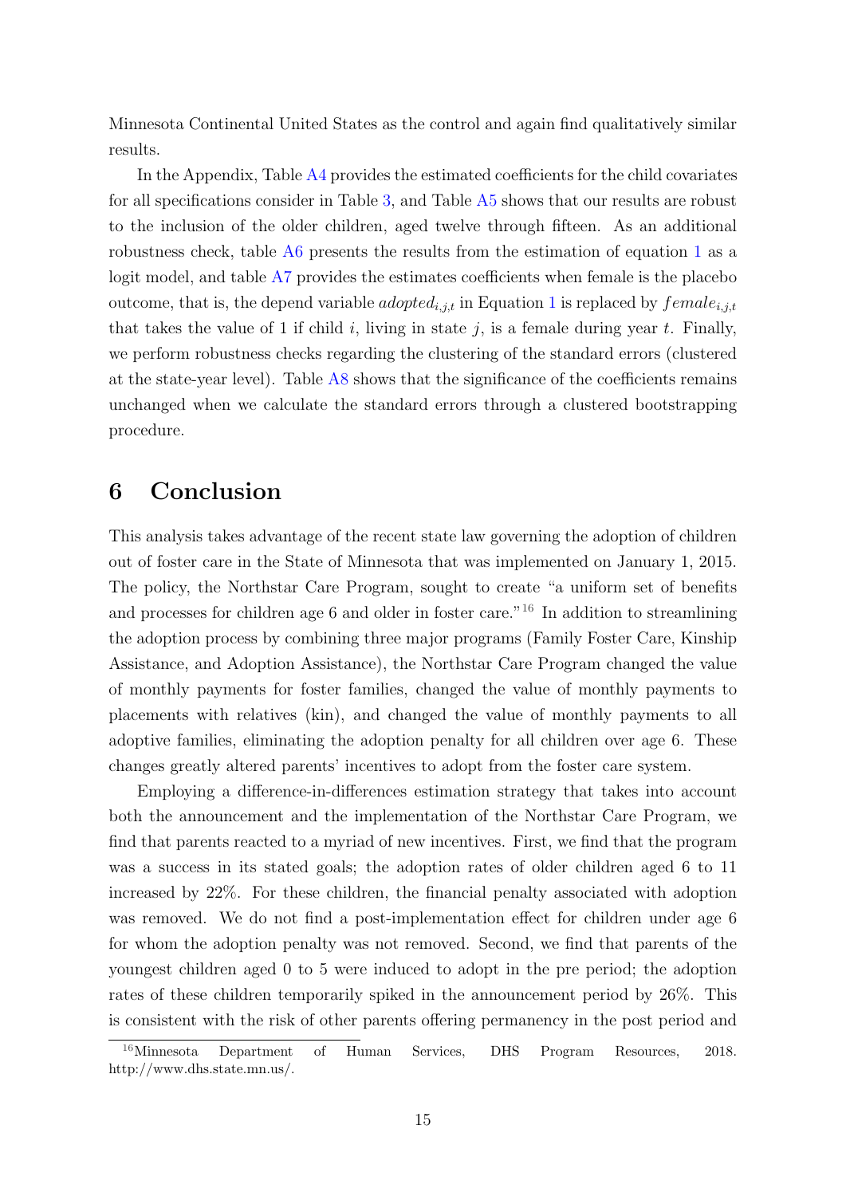Minnesota Continental United States as the control and again find qualitatively similar results.

In the Appendix, Table A4 provides the estimated coefficients for the child covariates for all specifications consider in Table 3, and Table A5 shows that our results are robust to the inclusion of the older children, aged twelve through fifteen. As an additional robustness check, table A6 presents the results from the estimation of equation 1 as a logit model, and table A7 provides the estimates coefficients when female is the placebo outcome, that is, the depend variable $adopted_{i,j,t}$ in Equation 1 is replaced by $female_{i,j,t}$ that takes the value of 1 if child $i$, living in state $j$, is a female during year $t$. Finally, we perform robustness checks regarding the clustering of the standard errors (clustered at the state-year level). Table A8 shows that the significance of the coefficients remains unchanged when we calculate the standard errors through a clustered bootstrapping procedure.

# 6 Conclusion

This analysis takes advantage of the recent state law governing the adoption of children out of foster care in the State of Minnesota that was implemented on January 1, 2015. The policy, the Northstar Care Program, sought to create "a uniform set of benefits and processes for children age 6 and older in foster care."[16] In addition to streamlining the adoption process by combining three major programs (Family Foster Care, Kinship Assistance, and Adoption Assistance), the Northstar Care Program changed the value of monthly payments for foster families, changed the value of monthly payments to placements with relatives (kin), and changed the value of monthly payments to all adoptive families, eliminating the adoption penalty for all children over age 6. These changes greatly altered parents' incentives to adopt from the foster care system.

Employing a difference-in-differences estimation strategy that takes into account both the announcement and the implementation of the Northstar Care Program, we find that parents reacted to a myriad of new incentives. First, we find that the program was a success in its stated goals; the adoption rates of older children aged 6 to 11 increased by 22%. For these children, the financial penalty associated with adoption was removed. We do not find a post-implementation effect for children under age 6 for whom the adoption penalty was not removed. Second, we find that parents of the youngest children aged 0 to 5 were induced to adopt in the pre period; the adoption rates of these children temporarily spiked in the announcement period by 26%. This is consistent with the risk of other parents offering permanency in the post period and

[16] Minnesota Department of Human Services, DHS Program Resources, 2018. http://www.dhs.state.mn.us/.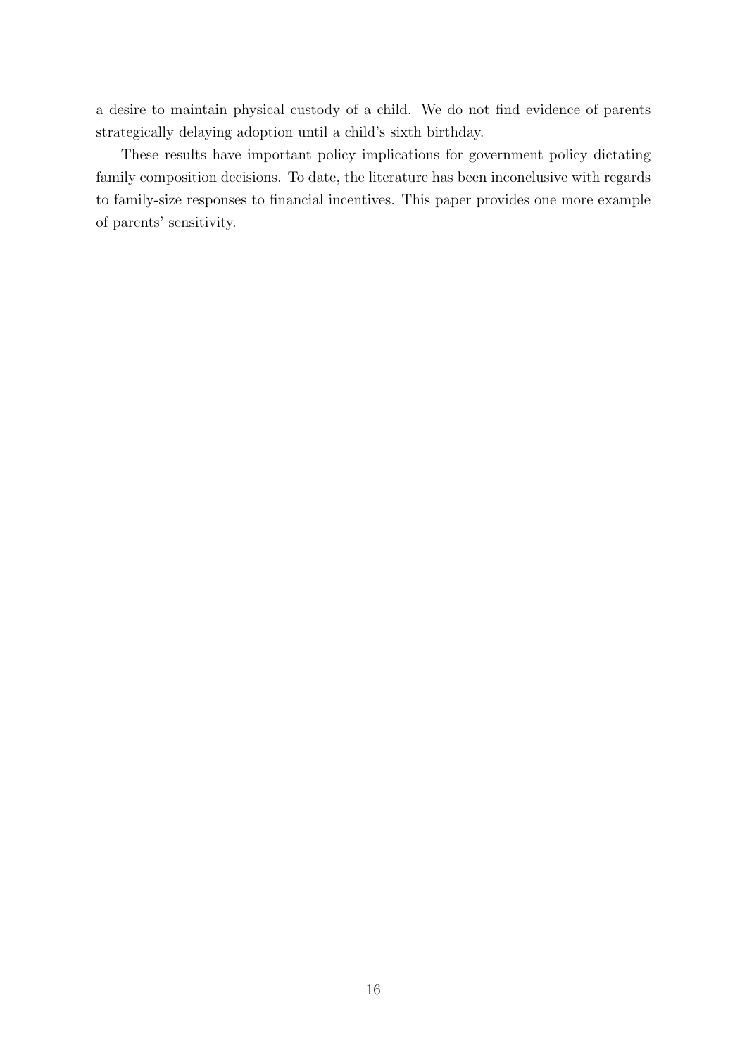a desire to maintain physical custody of a child. We do not find evidence of parents strategically delaying adoption until a child's sixth birthday.

These results have important policy implications for government policy dictating family composition decisions. To date, the literature has been inconclusive with regards to family-size responses to financial incentives. This paper provides one more example of parents' sensitivity.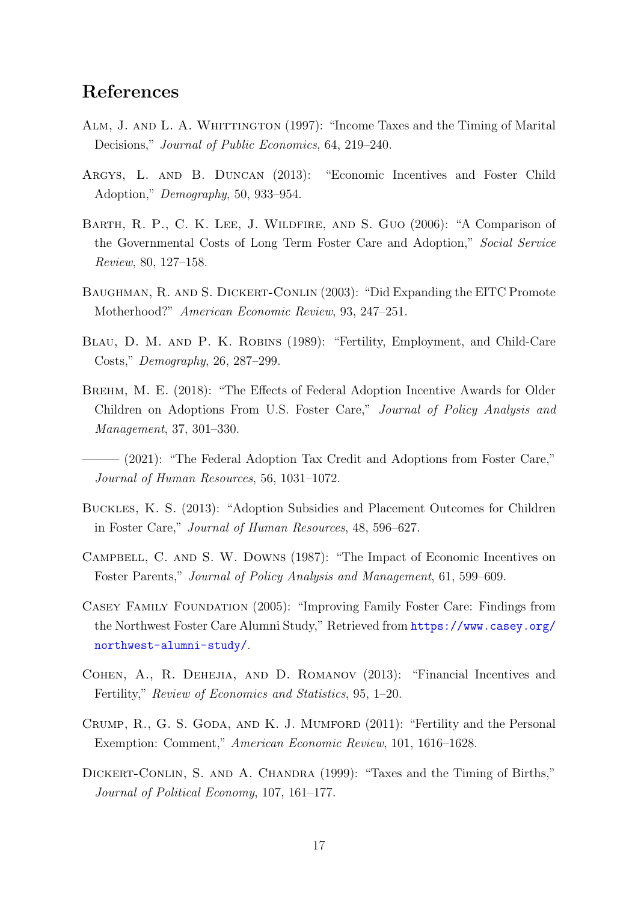## References

Alm, J. and L. A. Whittington (1997): "Income Taxes and the Timing of Marital Decisions," *Journal of Public Economics*, 64, 219–240.

Argys, L. and B. Duncan (2013): "Economic Incentives and Foster Child Adoption," *Demography*, 50, 933–954.

Barth, R. P., C. K. Lee, J. Wildfire, and S. Guo (2006): "A Comparison of the Governmental Costs of Long Term Foster Care and Adoption," *Social Service Review*, 80, 127–158.

Baughman, R. and S. Dickert-Conlin (2003): "Did Expanding the EITC Promote Motherhood?" *American Economic Review*, 93, 247–251.

Blau, D. M. and P. K. Robins (1989): "Fertility, Employment, and Child-Care Costs," *Demography*, 26, 287–299.

Brehm, M. E. (2018): "The Effects of Federal Adoption Incentive Awards for Older Children on Adoptions From U.S. Foster Care," *Journal of Policy Analysis and Management*, 37, 301–330.

——— (2021): "The Federal Adoption Tax Credit and Adoptions from Foster Care," *Journal of Human Resources*, 56, 1031–1072.

Buckles, K. S. (2013): "Adoption Subsidies and Placement Outcomes for Children in Foster Care," *Journal of Human Resources*, 48, 596–627.

Campbell, C. and S. W. Downs (1987): "The Impact of Economic Incentives on Foster Parents," *Journal of Policy Analysis and Management*, 61, 599–609.

Casey Family Foundation (2005): "Improving Family Foster Care: Findings from the Northwest Foster Care Alumni Study," Retrieved from https://www.casey.org/northwest-alumni-study/.

Cohen, A., R. Dehejia, and D. Romanov (2013): "Financial Incentives and Fertility," *Review of Economics and Statistics*, 95, 1–20.

Crump, R., G. S. Goda, and K. J. Mumford (2011): "Fertility and the Personal Exemption: Comment," *American Economic Review*, 101, 1616–1628.

Dickert-Conlin, S. and A. Chandra (1999): "Taxes and the Timing of Births," *Journal of Political Economy*, 107, 161–177.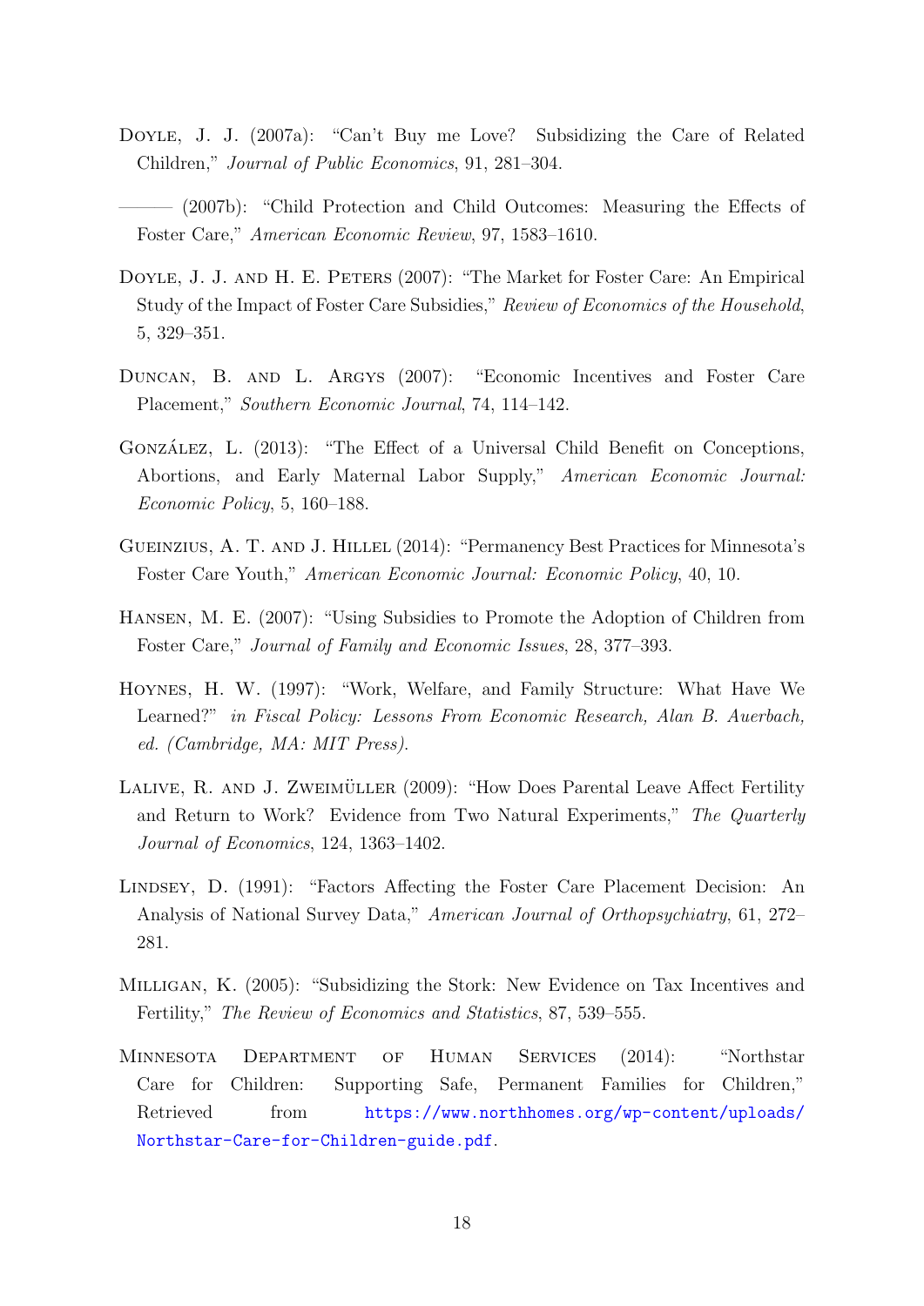Doyle, J. J. (2007a): "Can't Buy me Love? Subsidizing the Care of Related Children," *Journal of Public Economics*, 91, 281–304.

——— (2007b): "Child Protection and Child Outcomes: Measuring the Effects of Foster Care," *American Economic Review*, 97, 1583–1610.

Doyle, J. J. and H. E. Peters (2007): "The Market for Foster Care: An Empirical Study of the Impact of Foster Care Subsidies," *Review of Economics of the Household*, 5, 329–351.

Duncan, B. and L. Argys (2007): "Economic Incentives and Foster Care Placement," *Southern Economic Journal*, 74, 114–142.

González, L. (2013): "The Effect of a Universal Child Benefit on Conceptions, Abortions, and Early Maternal Labor Supply," *American Economic Journal: Economic Policy*, 5, 160–188.

Gueinzius, A. T. and J. Hillel (2014): "Permanency Best Practices for Minnesota's Foster Care Youth," *American Economic Journal: Economic Policy*, 40, 10.

Hansen, M. E. (2007): "Using Subsidies to Promote the Adoption of Children from Foster Care," *Journal of Family and Economic Issues*, 28, 377–393.

Hoynes, H. W. (1997): "Work, Welfare, and Family Structure: What Have We Learned?" *in Fiscal Policy: Lessons From Economic Research, Alan B. Auerbach, ed. (Cambridge, MA: MIT Press).*

Lalive, R. and J. Zweimüller (2009): "How Does Parental Leave Affect Fertility and Return to Work? Evidence from Two Natural Experiments," *The Quarterly Journal of Economics*, 124, 1363–1402.

Lindsey, D. (1991): "Factors Affecting the Foster Care Placement Decision: An Analysis of National Survey Data," *American Journal of Orthopsychiatry*, 61, 272–281.

Milligan, K. (2005): "Subsidizing the Stork: New Evidence on Tax Incentives and Fertility," *The Review of Economics and Statistics*, 87, 539–555.

Minnesota Department of Human Services (2014): "Northstar Care for Children: Supporting Safe, Permanent Families for Children," Retrieved from https://www.northhomes.org/wp-content/uploads/Northstar-Care-for-Children-guide.pdf.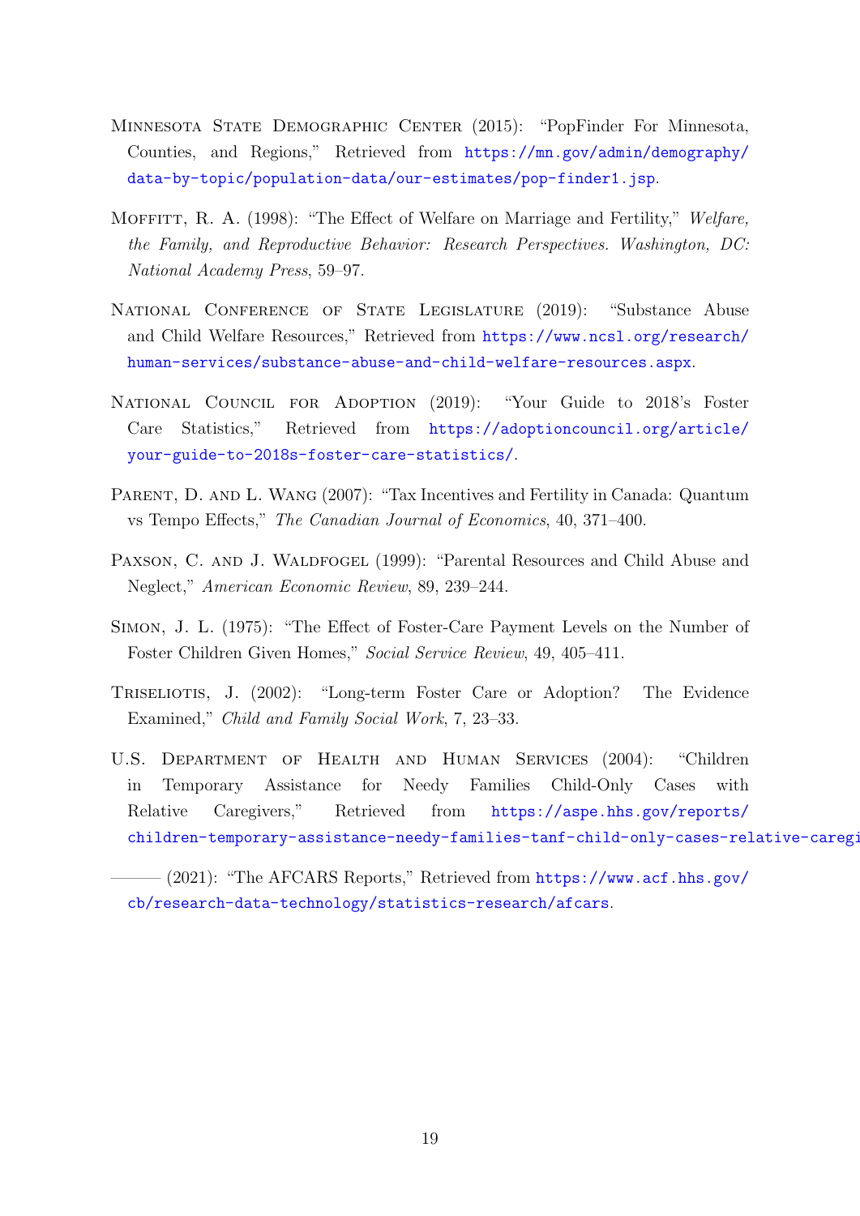Minnesota State Demographic Center (2015): "PopFinder For Minnesota, Counties, and Regions," Retrieved from https://mn.gov/admin/demography/data-by-topic/population-data/our-estimates/pop-finder1.jsp.

Moffitt, R. A. (1998): "The Effect of Welfare on Marriage and Fertility," *Welfare, the Family, and Reproductive Behavior: Research Perspectives. Washington, DC: National Academy Press*, 59–97.

National Conference of State Legislature (2019): "Substance Abuse and Child Welfare Resources," Retrieved from https://www.ncsl.org/research/human-services/substance-abuse-and-child-welfare-resources.aspx.

National Council for Adoption (2019): "Your Guide to 2018's Foster Care Statistics," Retrieved from https://adoptioncouncil.org/article/your-guide-to-2018s-foster-care-statistics/.

Parent, D. and L. Wang (2007): "Tax Incentives and Fertility in Canada: Quantum vs Tempo Effects," *The Canadian Journal of Economics*, 40, 371–400.

Paxson, C. and J. Waldfogel (1999): "Parental Resources and Child Abuse and Neglect," *American Economic Review*, 89, 239–244.

Simon, J. L. (1975): "The Effect of Foster-Care Payment Levels on the Number of Foster Children Given Homes," *Social Service Review*, 49, 405–411.

Triseliotis, J. (2002): "Long-term Foster Care or Adoption? The Evidence Examined," *Child and Family Social Work*, 7, 23–33.

U.S. Department of Health and Human Services (2004): "Children in Temporary Assistance for Needy Families Child-Only Cases with Relative Caregivers," Retrieved from https://aspe.hhs.gov/reports/children-temporary-assistance-needy-families-tanf-child-only-cases-relative-caregi

——— (2021): "The AFCARS Reports," Retrieved from https://www.acf.hhs.gov/cb/research-data-technology/statistics-research/afcars.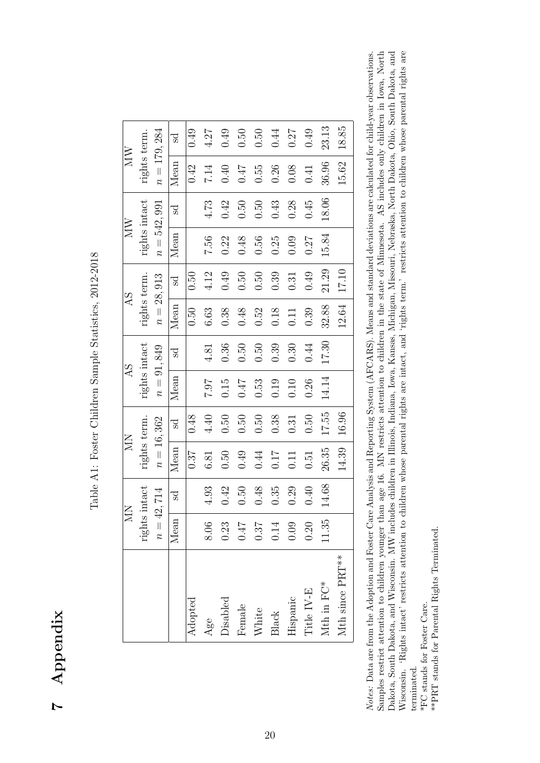# 7 Appendix

Table A1: Foster Children Sample Statistics, 2012-2018

| | MN | | MN | | AS | | AS | | MW | | MW | |
|---|---|---|---|---|---|---|---|---|---|---|---|---|
| | rights intact | | rights term. | | rights intact | | rights term. | | rights intact | | rights term. | |
| | $n = 42,714$ | | $n = 16,362$ | | $n = 91,849$ | | $n = 28,913$ | | $n = 542,991$ | | $n = 179,284$ | |
| | Mean | sd | Mean | sd | Mean | sd | Mean | sd | Mean | sd | Mean | sd |
| Adopted | | | 0.37 | 0.48 | | | 0.50 | 0.50 | | | 0.42 | 0.49 |
| Age | 8.06 | 4.93 | 6.81 | 4.40 | 7.97 | 4.81 | 6.63 | 4.12 | 7.56 | 4.73 | 7.14 | 4.27 |
| Disabled | 0.23 | 0.42 | 0.50 | 0.50 | 0.15 | 0.36 | 0.38 | 0.49 | 0.22 | 0.42 | 0.40 | 0.49 |
| Female | 0.47 | 0.50 | 0.49 | 0.50 | 0.47 | 0.50 | 0.48 | 0.50 | 0.48 | 0.50 | 0.47 | 0.50 |
| White | 0.37 | 0.48 | 0.44 | 0.50 | 0.53 | 0.50 | 0.52 | 0.50 | 0.56 | 0.50 | 0.55 | 0.50 |
| Black | 0.14 | 0.35 | 0.17 | 0.38 | 0.19 | 0.39 | 0.18 | 0.39 | 0.25 | 0.43 | 0.26 | 0.44 |
| Hispanic | 0.09 | 0.29 | 0.11 | 0.31 | 0.10 | 0.30 | 0.11 | 0.31 | 0.09 | 0.28 | 0.08 | 0.27 |
| Title IV-E | 0.20 | 0.40 | 0.51 | 0.50 | 0.26 | 0.44 | 0.39 | 0.49 | 0.27 | 0.45 | 0.41 | 0.49 |
| Mth in FC* | 11.35 | 14.68 | 26.35 | 17.55 | 14.14 | 17.30 | 32.88 | 21.29 | 15.84 | 18.06 | 36.96 | 23.13 |
| Mth since PRT** | | | 14.39 | 16.96 | | | 12.64 | 17.10 | | | 15.62 | 18.85 |

*Notes:* Data are from the Adoption and Foster Care Analysis and Reporting System (AFCARS). Means and standard deviations are calculated for child-year observations. Samples restrict attention to children younger than age 16. MN restricts attention to children in the state of Minnesota. AS includes only children in Iowa, North Dakota, South Dakota, and Wisconsin. MW includes children in Illinois, Indiana, Iowa, Kansas, Michigan, Missouri, Nebraska, North Dakota, Ohio, South Dakota, and Wisconsin. 'Rights intact' restricts attention to children whose parental rights are intact, and 'rights term.' restricts attention to children whose parental rights are terminated.

*FC stands for Foster Care.

**PRT stands for Parental Rights Terminated.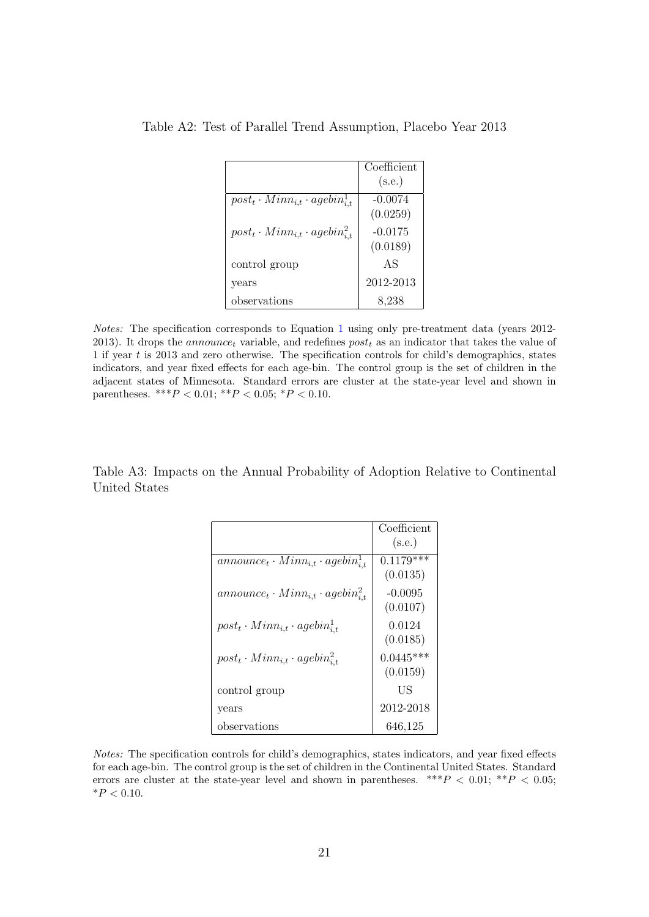Table A2: Test of Parallel Trend Assumption, Placebo Year 2013

| | Coefficient (s.e.) |
|---|---|
| $post_t \cdot Minn_{i,t} \cdot agebin^1_{i,t}$ | -0.0074 (0.0259) |
| $post_t \cdot Minn_{i,t} \cdot agebin^2_{i,t}$ | -0.0175 (0.0189) |
| control group | AS |
| years | 2012-2013 |
| observations | 8,238 |

*Notes:* The specification corresponds to Equation 1 using only pre-treatment data (years 2012-2013). It drops the $announce_t$ variable, and redefines $post_t$ as an indicator that takes the value of 1 if year $t$ is 2013 and zero otherwise. The specification controls for child's demographics, states indicators, and year fixed effects for each age-bin. The control group is the set of children in the adjacent states of Minnesota. Standard errors are cluster at the state-year level and shown in parentheses. \*\*\*$P < 0.01$; \*\*$P < 0.05$; \*$P < 0.10$.

Table A3: Impacts on the Annual Probability of Adoption Relative to Continental United States

| | Coefficient (s.e.) |
|---|---|
| $announce_t \cdot Minn_{i,t} \cdot agebin^1_{i,t}$ | 0.1179\*\*\* (0.0135) |
| $announce_t \cdot Minn_{i,t} \cdot agebin^2_{i,t}$ | -0.0095 (0.0107) |
| $post_t \cdot Minn_{i,t} \cdot agebin^1_{i,t}$ | 0.0124 (0.0185) |
| $post_t \cdot Minn_{i,t} \cdot agebin^2_{i,t}$ | 0.0445\*\*\* (0.0159) |
| control group | US |
| years | 2012-2018 |
| observations | 646,125 |

*Notes:* The specification controls for child's demographics, states indicators, and year fixed effects for each age-bin. The control group is the set of children in the Continental United States. Standard errors are cluster at the state-year level and shown in parentheses. \*\*\*$P < 0.01$; \*\*$P < 0.05$; \*$P < 0.10$.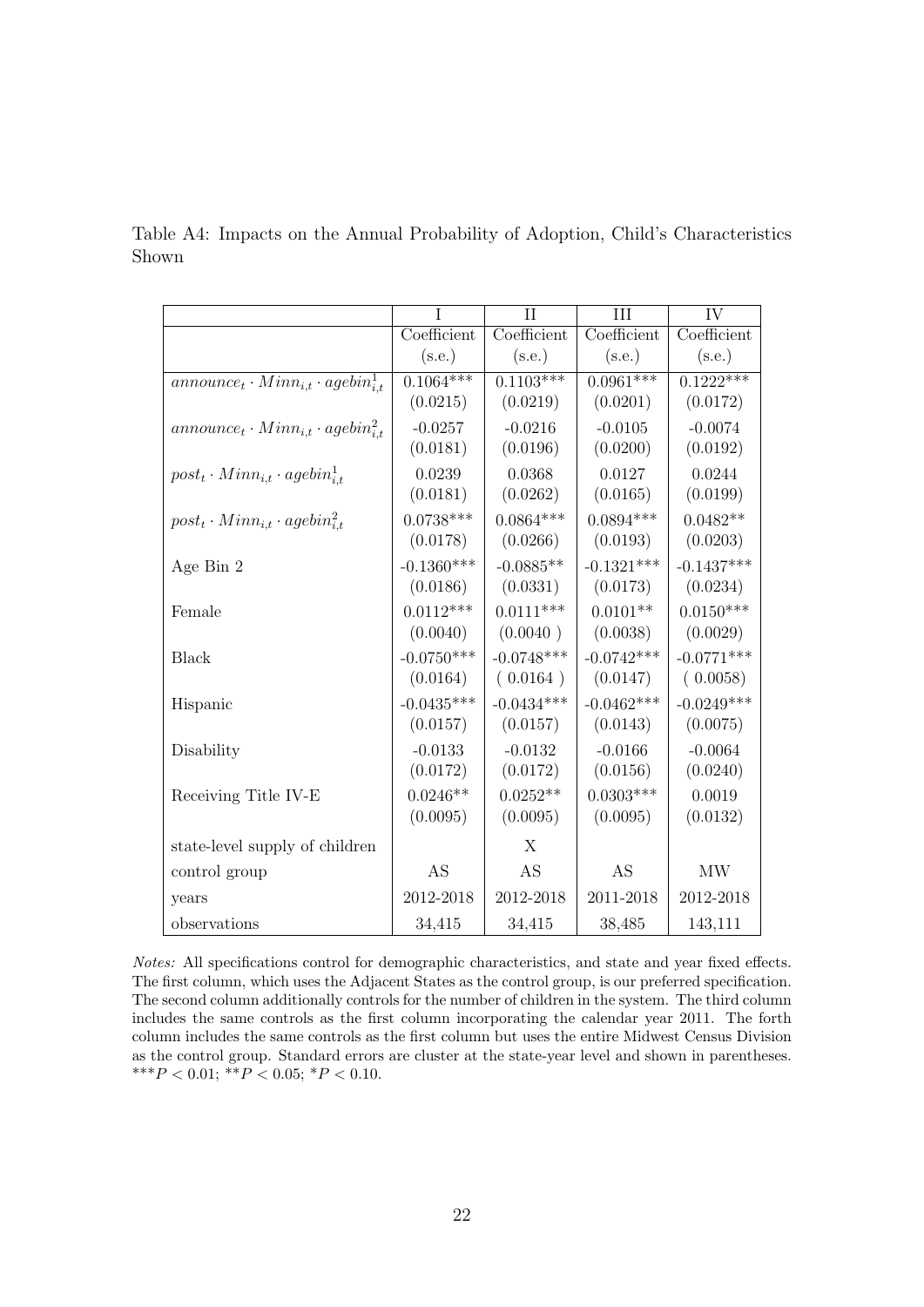Table A4: Impacts on the Annual Probability of Adoption, Child's Characteristics Shown

| | I | II | III | IV |
|---|---|---|---|---|
| | Coefficient (s.e.) | Coefficient (s.e.) | Coefficient (s.e.) | Coefficient (s.e.) |
| $announce_t \cdot Minn_{i,t} \cdot agebin^1_{i,t}$ | 0.1064*** | 0.1103*** | 0.0961*** | 0.1222*** |
| | (0.0215) | (0.0219) | (0.0201) | (0.0172) |
| $announce_t \cdot Minn_{i,t} \cdot agebin^2_{i,t}$ | -0.0257 | -0.0216 | -0.0105 | -0.0074 |
| | (0.0181) | (0.0196) | (0.0200) | (0.0192) |
| $post_t \cdot Minn_{i,t} \cdot agebin^1_{i,t}$ | 0.0239 | 0.0368 | 0.0127 | 0.0244 |
| | (0.0181) | (0.0262) | (0.0165) | (0.0199) |
| $post_t \cdot Minn_{i,t} \cdot agebin^2_{i,t}$ | 0.0738*** | 0.0864*** | 0.0894*** | 0.0482** |
| | (0.0178) | (0.0266) | (0.0193) | (0.0203) |
| Age Bin 2 | -0.1360*** | -0.0885** | -0.1321*** | -0.1437*** |
| | (0.0186) | (0.0331) | (0.0173) | (0.0234) |
| Female | 0.0112*** | 0.0111*** | 0.0101** | 0.0150*** |
| | (0.0040) | (0.0040 ) | (0.0038) | (0.0029) |
| Black | -0.0750*** | -0.0748*** | -0.0742*** | -0.0771*** |
| | (0.0164) | ( 0.0164 ) | (0.0147) | ( 0.0058) |
| Hispanic | -0.0435*** | -0.0434*** | -0.0462*** | -0.0249*** |
| | (0.0157) | (0.0157) | (0.0143) | (0.0075) |
| Disability | -0.0133 | -0.0132 | -0.0166 | -0.0064 |
| | (0.0172) | (0.0172) | (0.0156) | (0.0240) |
| Receiving Title IV-E | 0.0246** | 0.0252** | 0.0303*** | 0.0019 |
| | (0.0095) | (0.0095) | (0.0095) | (0.0132) |
| state-level supply of children | | X | | |
| control group | AS | AS | AS | MW |
| years | 2012-2018 | 2012-2018 | 2011-2018 | 2012-2018 |
| observations | 34,415 | 34,415 | 38,485 | 143,111 |

*Notes:* All specifications control for demographic characteristics, and state and year fixed effects. The first column, which uses the Adjacent States as the control group, is our preferred specification. The second column additionally controls for the number of children in the system. The third column includes the same controls as the first column incorporating the calendar year 2011. The forth column includes the same controls as the first column but uses the entire Midwest Census Division as the control group. Standard errors are cluster at the state-year level and shown in parentheses. ***$P < 0.01$; **$P < 0.05$; *$P < 0.10$.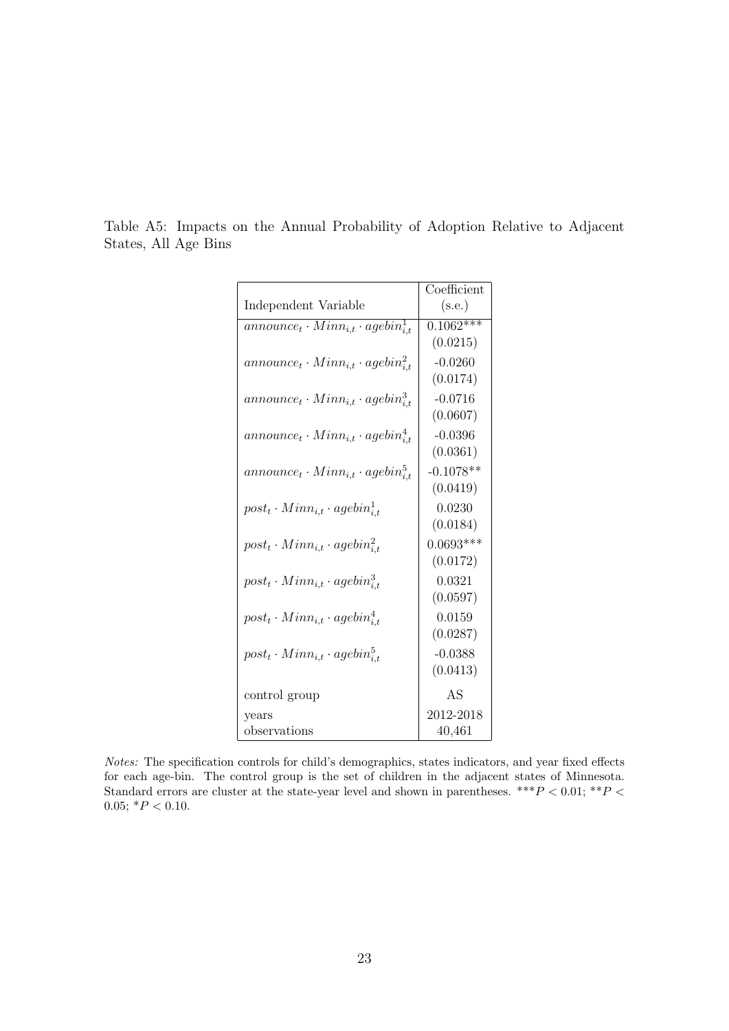Table A5: Impacts on the Annual Probability of Adoption Relative to Adjacent States, All Age Bins

| Independent Variable | Coefficient (s.e.) |
|---|---|
| $announce_t \cdot Minn_{i,t} \cdot agebin^1_{i,t}$ | 0.1062*** |
| | (0.0215) |
| $announce_t \cdot Minn_{i,t} \cdot agebin^2_{i,t}$ | -0.0260 |
| | (0.0174) |
| $announce_t \cdot Minn_{i,t} \cdot agebin^3_{i,t}$ | -0.0716 |
| | (0.0607) |
| $announce_t \cdot Minn_{i,t} \cdot agebin^4_{i,t}$ | -0.0396 |
| | (0.0361) |
| $announce_t \cdot Minn_{i,t} \cdot agebin^5_{i,t}$ | -0.1078** |
| | (0.0419) |
| $post_t \cdot Minn_{i,t} \cdot agebin^1_{i,t}$ | 0.0230 |
| | (0.0184) |
| $post_t \cdot Minn_{i,t} \cdot agebin^2_{i,t}$ | 0.0693*** |
| | (0.0172) |
| $post_t \cdot Minn_{i,t} \cdot agebin^3_{i,t}$ | 0.0321 |
| | (0.0597) |
| $post_t \cdot Minn_{i,t} \cdot agebin^4_{i,t}$ | 0.0159 |
| | (0.0287) |
| $post_t \cdot Minn_{i,t} \cdot agebin^5_{i,t}$ | -0.0388 |
| | (0.0413) |
| control group | AS |
| years | 2012-2018 |
| observations | 40,461 |

*Notes:* The specification controls for child's demographics, states indicators, and year fixed effects for each age-bin. The control group is the set of children in the adjacent states of Minnesota. Standard errors are cluster at the state-year level and shown in parentheses. \*\*\*$P < 0.01$; \*\*$P < 0.05$; \*$P < 0.10$.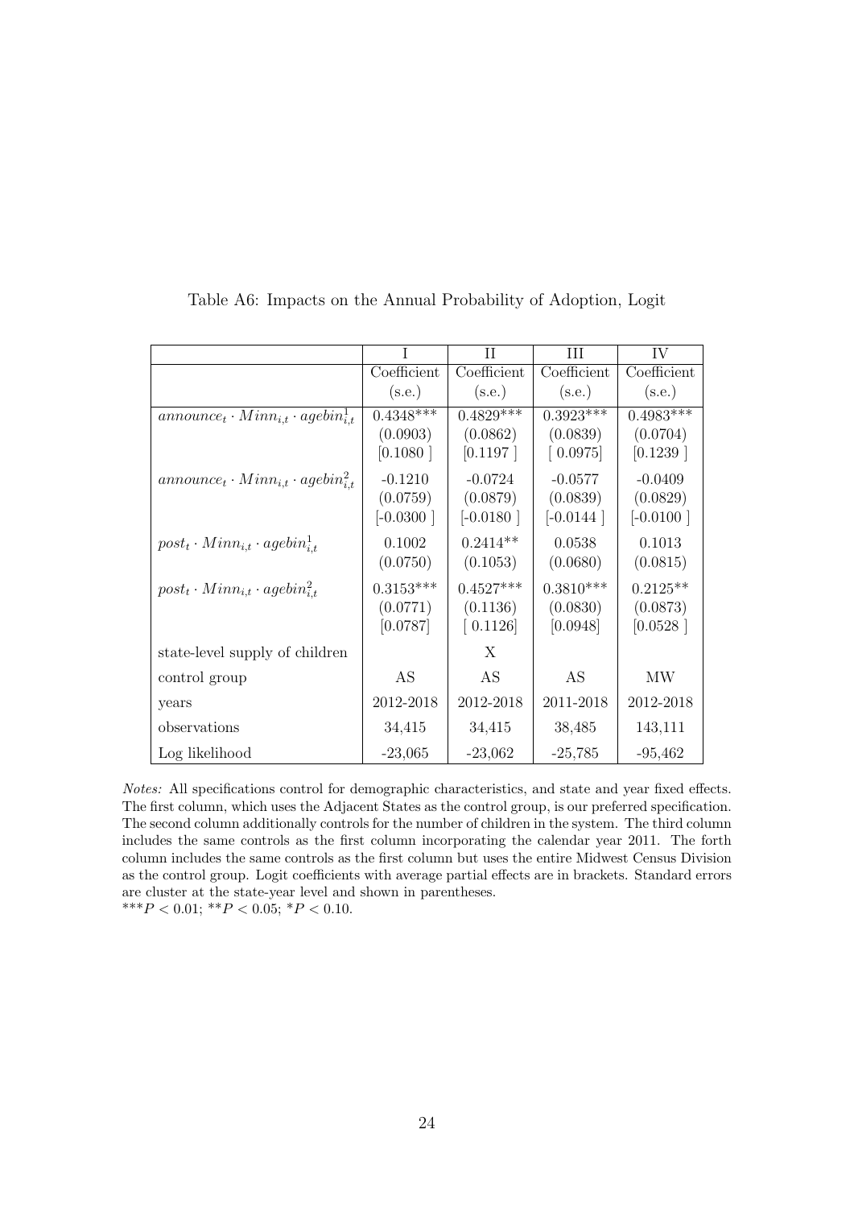Table A6: Impacts on the Annual Probability of Adoption, Logit

| | I | II | III | IV |
|---|---|---|---|---|
| | Coefficient | Coefficient | Coefficient | Coefficient |
| | (s.e.) | (s.e.) | (s.e.) | (s.e.) |
| $announce_t \cdot Minn_{i,t} \cdot agebin^1_{i,t}$ | 0.4348*** | 0.4829*** | 0.3923*** | 0.4983*** |
| | (0.0903) | (0.0862) | (0.0839) | (0.0704) |
| | [0.1080 ] | [0.1197 ] | [ 0.0975] | [0.1239 ] |
| $announce_t \cdot Minn_{i,t} \cdot agebin^2_{i,t}$ | -0.1210 | -0.0724 | -0.0577 | -0.0409 |
| | (0.0759) | (0.0879) | (0.0839) | (0.0829) |
| | [-0.0300 ] | [-0.0180 ] | [-0.0144 ] | [-0.0100 ] |
| $post_t \cdot Minn_{i,t} \cdot agebin^1_{i,t}$ | 0.1002 | 0.2414** | 0.0538 | 0.1013 |
| | (0.0750) | (0.1053) | (0.0680) | (0.0815) |
| $post_t \cdot Minn_{i,t} \cdot agebin^2_{i,t}$ | 0.3153*** | 0.4527*** | 0.3810*** | 0.2125** |
| | (0.0771) | (0.1136) | (0.0830) | (0.0873) |
| | [0.0787] | [ 0.1126] | [0.0948] | [0.0528 ] |
| state-level supply of children | | X | | |
| control group | AS | AS | AS | MW |
| years | 2012-2018 | 2012-2018 | 2011-2018 | 2012-2018 |
| observations | 34,415 | 34,415 | 38,485 | 143,111 |
| Log likelihood | -23,065 | -23,062 | -25,785 | -95,462 |

*Notes:* All specifications control for demographic characteristics, and state and year fixed effects. The first column, which uses the Adjacent States as the control group, is our preferred specification. The second column additionally controls for the number of children in the system. The third column includes the same controls as the first column incorporating the calendar year 2011. The forth column includes the same controls as the first column but uses the entire Midwest Census Division as the control group. Logit coefficients with average partial effects are in brackets. Standard errors are cluster at the state-year level and shown in parentheses.
*** $P < 0.01$; ** $P < 0.05$; * $P < 0.10$.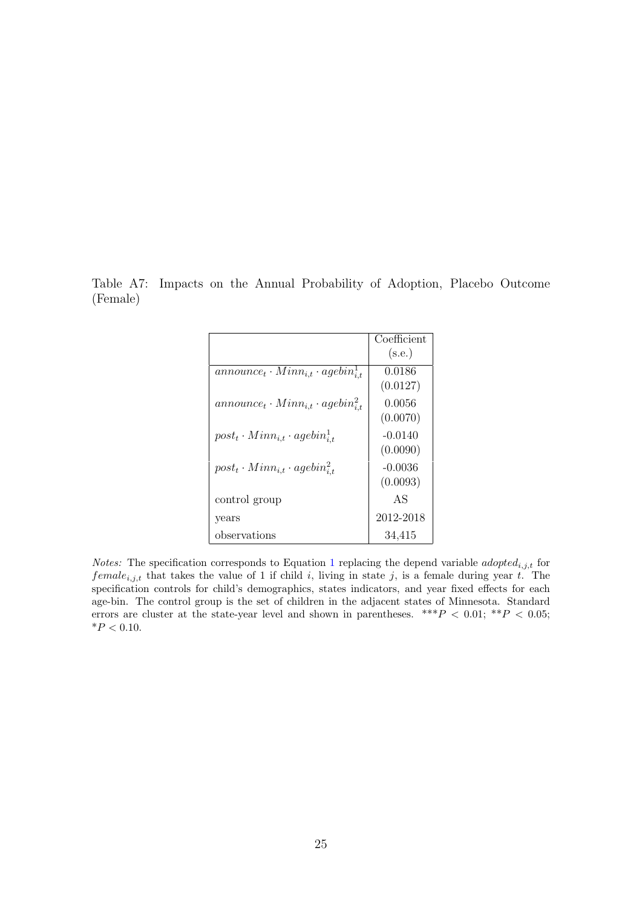Table A7: Impacts on the Annual Probability of Adoption, Placebo Outcome (Female)

| | Coefficient (s.e.) |
|---|---|
| $announce_t \cdot Minn_{i,t} \cdot agebin^1_{i,t}$ | 0.0186 (0.0127) |
| $announce_t \cdot Minn_{i,t} \cdot agebin^2_{i,t}$ | 0.0056 (0.0070) |
| $post_t \cdot Minn_{i,t} \cdot agebin^1_{i,t}$ | -0.0140 (0.0090) |
| $post_t \cdot Minn_{i,t} \cdot agebin^2_{i,t}$ | -0.0036 (0.0093) |
| control group | AS |
| years | 2012-2018 |
| observations | 34,415 |

*Notes:* The specification corresponds to Equation 1 replacing the depend variable $adopted_{i,j,t}$ for $female_{i,j,t}$ that takes the value of 1 if child $i$, living in state $j$, is a female during year $t$. The specification controls for child's demographics, states indicators, and year fixed effects for each age-bin. The control group is the set of children in the adjacent states of Minnesota. Standard errors are cluster at the state-year level and shown in parentheses. \*\*\*$P < 0.01$; \*\*$P < 0.05$; \*$P < 0.10$.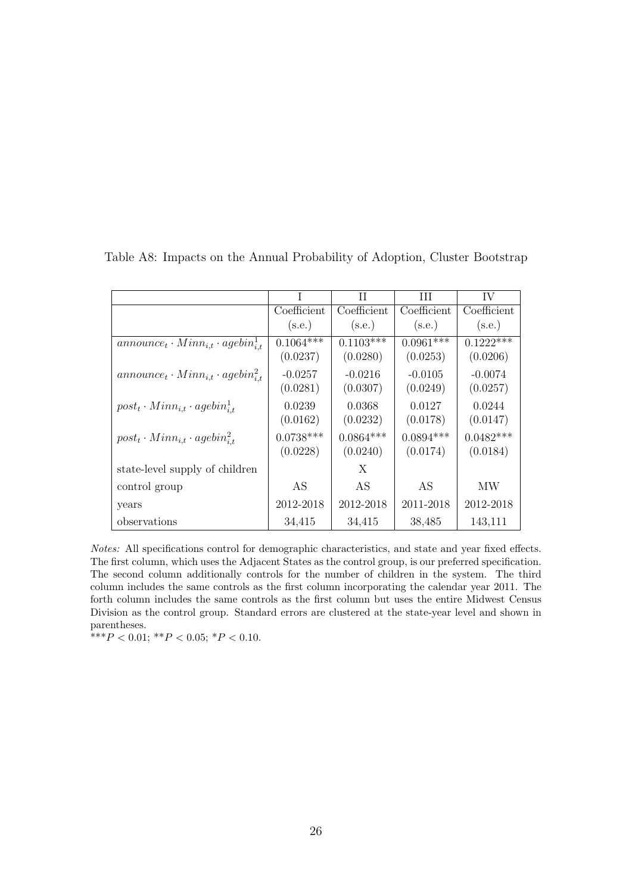Table A8: Impacts on the Annual Probability of Adoption, Cluster Bootstrap

| | I | II | III | IV |
|---|---|---|---|---|
| | Coefficient | Coefficient | Coefficient | Coefficient |
| | (s.e.) | (s.e.) | (s.e.) | (s.e.) |
| $announce_t \cdot Minn_{i,t} \cdot agebin^1_{i,t}$ | 0.1064*** | 0.1103*** | 0.0961*** | 0.1222*** |
| | (0.0237) | (0.0280) | (0.0253) | (0.0206) |
| $announce_t \cdot Minn_{i,t} \cdot agebin^2_{i,t}$ | -0.0257 | -0.0216 | -0.0105 | -0.0074 |
| | (0.0281) | (0.0307) | (0.0249) | (0.0257) |
| $post_t \cdot Minn_{i,t} \cdot agebin^1_{i,t}$ | 0.0239 | 0.0368 | 0.0127 | 0.0244 |
| | (0.0162) | (0.0232) | (0.0178) | (0.0147) |
| $post_t \cdot Minn_{i,t} \cdot agebin^2_{i,t}$ | 0.0738*** | 0.0864*** | 0.0894*** | 0.0482*** |
| | (0.0228) | (0.0240) | (0.0174) | (0.0184) |
| state-level supply of children | | X | | |
| control group | AS | AS | AS | MW |
| years | 2012-2018 | 2012-2018 | 2011-2018 | 2012-2018 |
| observations | 34,415 | 34,415 | 38,485 | 143,111 |

*Notes:* All specifications control for demographic characteristics, and state and year fixed effects. The first column, which uses the Adjacent States as the control group, is our preferred specification. The second column additionally controls for the number of children in the system. The third column includes the same controls as the first column incorporating the calendar year 2011. The forth column includes the same controls as the first column but uses the entire Midwest Census Division as the control group. Standard errors are clustered at the state-year level and shown in parentheses.

***$P < 0.01$; **$P < 0.05$; *$P < 0.10$.